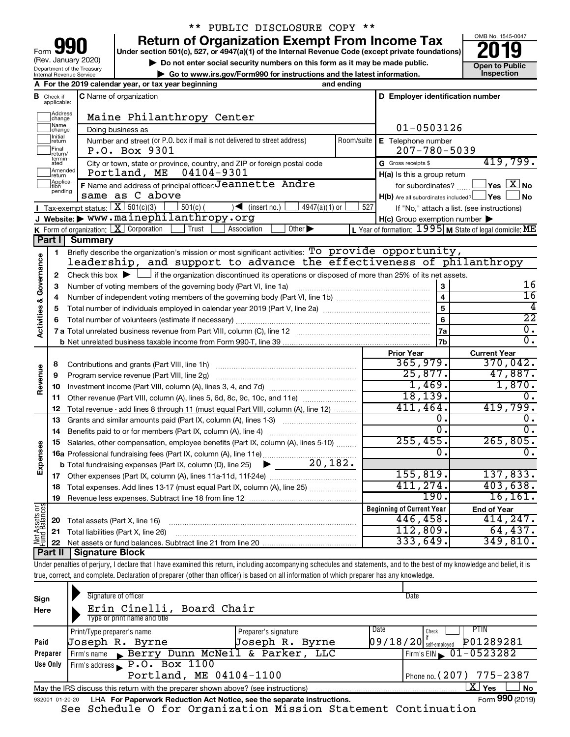\*\* PUBLIC DISCLOSURE COPY \*\*

# Form 990 — Return of Organization Exempt From Income Tax (2019)

Under section 501(c), 527, or 4947(a)(1) of the Internal Revenue Code (except private foundations)

▶ Do not enter social security numbers on this form as it may be made public.

▶ Go to www.irs.gov/Form990 for instructions and the latest information.

(Rev. January 2020) Department of the Treasury, Internal Revenue Service

OMB No. 1545-0047 — **Open to Public Inspection**

**A** For the 2019 calendar year, or tax year beginning and ending

**B** Check if applicable: Address change / Name change / Initial return / Final return/terminated / Amended return / Application pending

**C** Name of organization: Maine Philanthropy Center

Doing business as

Number and street (or P.O. box if mail is not delivered to street address): P.O. Box 9301 — Room/suite

City or town, state or province, country, and ZIP or foreign postal code: Portland, ME 04104-9301

**D** Employer identification number: 01-0503126

**E** Telephone number: 207-780-5039

**G** Gross receipts $ 419,799.

**F** Name and address of principal officer: Jeannette Andre, same as C above

**H(a)** Is this a group return for subordinates? ☐ Yes ☒ No

**H(b)** Are all subordinates included? ☐ Yes ☐ No — If "No," attach a list. (see instructions)

**H(c)** Group exemption number ▶

**I** Tax-exempt status: ☒ 501(c)(3) ☐ 501(c) ( ) ◀ (insert no.) ☐ 4947(a)(1) or ☐ 527

**J** Website: ▶ www.mainephilanthropy.org

**K** Form of organization: ☒ Corporation ☐ Trust ☐ Association ☐ Other ▶

**L** Year of formation: 1995 **M** State of legal domicile: ME

## Part I Summary

**Activities & Governance**

1. Briefly describe the organization's mission or most significant activities: To provide opportunity, leadership, and support to advance the effectiveness of philanthropy
2. Check this box ▶ ☐ if the organization discontinued its operations or disposed of more than 25% of its net assets.

| Line | Description | | Value |
|---|---|---|---|
| 3 | Number of voting members of the governing body (Part VI, line 1a) | 3 | 16 |
| 4 | Number of independent voting members of the governing body (Part VI, line 1b) | 4 | 16 |
| 5 | Total number of individuals employed in calendar year 2019 (Part V, line 2a) | 5 | 4 |
| 6 | Total number of volunteers (estimate if necessary) | 6 | 22 |
| 7a | Total unrelated business revenue from Part VIII, column (C), line 12 | 7a | 0. |
| 7b | Net unrelated business taxable income from Form 990-T, line 39 | 7b | 0. |

| | Line | Description | Prior Year | Current Year |
|---|---|---|---|---|
| Revenue | 8 | Contributions and grants (Part VIII, line 1h) | 365,979. | 370,042. |
| | 9 | Program service revenue (Part VIII, line 2g) | 25,877. | 47,887. |
| | 10 | Investment income (Part VIII, column (A), lines 3, 4, and 7d) | 1,469. | 1,870. |
| | 11 | Other revenue (Part VIII, column (A), lines 5, 6d, 8c, 9c, 10c, and 11e) | 18,139. | 0. |
| | 12 | Total revenue - add lines 8 through 11 (must equal Part VIII, column (A), line 12) | 411,464. | 419,799. |
| Expenses | 13 | Grants and similar amounts paid (Part IX, column (A), lines 1-3) | 0. | 0. |
| | 14 | Benefits paid to or for members (Part IX, column (A), line 4) | 0. | 0. |
| | 15 | Salaries, other compensation, employee benefits (Part IX, column (A), lines 5-10) | 255,455. | 265,805. |
| | 16a | Professional fundraising fees (Part IX, column (A), line 11e) | 0. | 0. |
| | b | Total fundraising expenses (Part IX, column (D), line 25) ▶ 20,182. | | |
| | 17 | Other expenses (Part IX, column (A), lines 11a-11d, 11f-24e) | 155,819. | 137,833. |
| | 18 | Total expenses. Add lines 13-17 (must equal Part IX, column (A), line 25) | 411,274. | 403,638. |
| | 19 | Revenue less expenses. Subtract line 18 from line 12 | 190. | 16,161. |

| | Line | Description | Beginning of Current Year | End of Year |
|---|---|---|---|---|
| Net Assets or Fund Balances | 20 | Total assets (Part X, line 16) | 446,458. | 414,247. |
| | 21 | Total liabilities (Part X, line 26) | 112,809. | 64,437. |
| | 22 | Net assets or fund balances. Subtract line 21 from line 20 | 333,649. | 349,810. |

## Part II Signature Block

Under penalties of perjury, I declare that I have examined this return, including accompanying schedules and statements, and to the best of my knowledge and belief, it is true, correct, and complete. Declaration of preparer (other than officer) is based on all information of which preparer has any knowledge.

**Sign Here**

Signature of officer — Date

Erin Cinelli, Board Chair

Type or print name and title

**Paid Preparer Use Only**

| Print/Type preparer's name | Preparer's signature | Date | Check if self-employed | PTIN |
|---|---|---|---|---|
| Joseph R. Byrne | Joseph R. Byrne | 09/18/20 | ☐ | P01289281 |

Firm's name ▶ Berry Dunn McNeil & Parker, LLC — Firm's EIN ▶ 01-0523282

Firm's address ▶ P.O. Box 1100, Portland, ME 04104-1100 — Phone no. (207) 775-2387

May the IRS discuss this return with the preparer shown above? (see instructions) ☒ Yes ☐ No

932001 01-20-20 LHA For Paperwork Reduction Act Notice, see the separate instructions. Form 990 (2019)

See Schedule O for Organization Mission Statement Continuation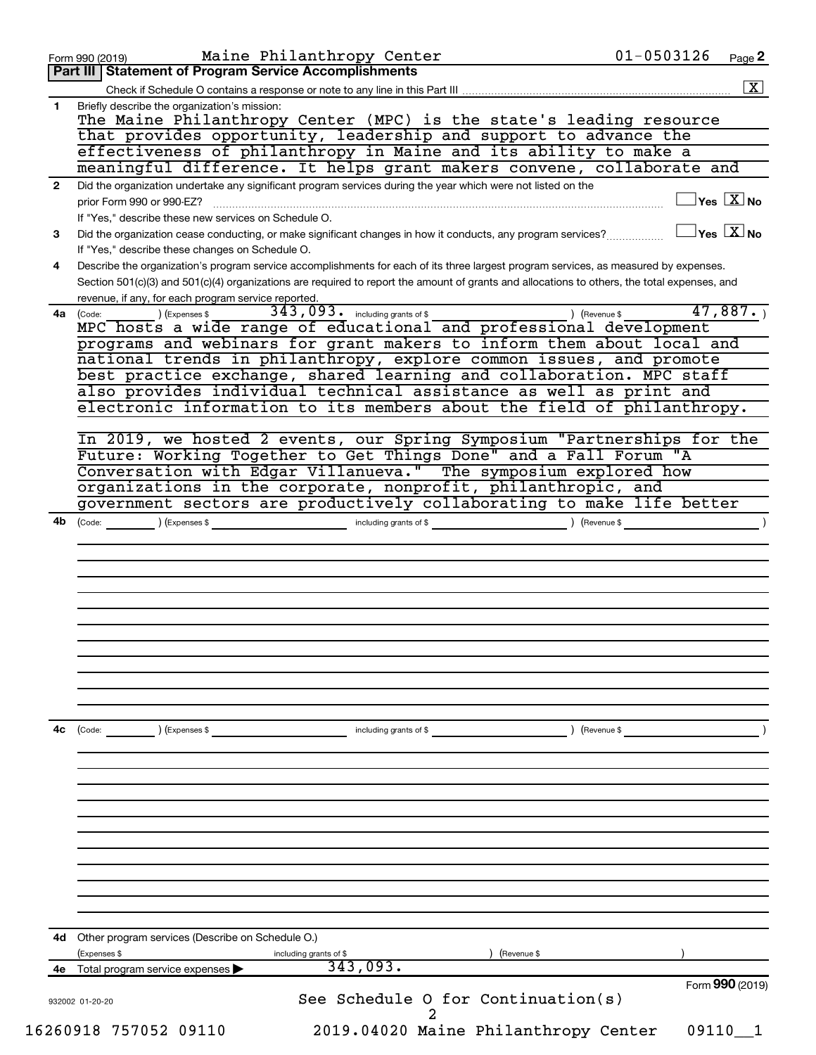Form 990 (2019) Maine Philanthropy Center 01-0503126 Page **2**

## Part III | Statement of Program Service Accomplishments

Check if Schedule O contains a response or note to any line in this Part III .......... [X]

**1** Briefly describe the organization's mission:

The Maine Philanthropy Center (MPC) is the state's leading resource that provides opportunity, leadership and support to advance the effectiveness of philanthropy in Maine and its ability to make a meaningful difference. It helps grant makers convene, collaborate and

**2** Did the organization undertake any significant program services during the year which were not listed on the prior Form 990 or 990-EZ? ☐ Yes [X] No

If "Yes," describe these new services on Schedule O.

**3** Did the organization cease conducting, or make significant changes in how it conducts, any program services? ☐ Yes [X] No

If "Yes," describe these changes on Schedule O.

**4** Describe the organization's program service accomplishments for each of its three largest program services, as measured by expenses. Section 501(c)(3) and 501(c)(4) organizations are required to report the amount of grants and allocations to others, the total expenses, and revenue, if any, for each program service reported.

**4a** (Code: ) (Expenses $ 343,093. including grants of $ ) (Revenue $ 47,887. )

MPC hosts a wide range of educational and professional development programs and webinars for grant makers to inform them about local and national trends in philanthropy, explore common issues, and promote best practice exchange, shared learning and collaboration. MPC staff also provides individual technical assistance as well as print and electronic information to its members about the field of philanthropy.

In 2019, we hosted 2 events, our Spring Symposium "Partnerships for the Future: Working Together to Get Things Done" and a Fall Forum "A Conversation with Edgar Villanueva." The symposium explored how organizations in the corporate, nonprofit, philanthropic, and government sectors are productively collaborating to make life better

**4b** (Code: ) (Expenses $ including grants of $ ) (Revenue $ )

**4c** (Code: ) (Expenses $ including grants of $ ) (Revenue $ )

**4d** Other program services (Describe on Schedule O.)

(Expenses $ including grants of $ ) (Revenue $ )

**4e** Total program service expenses ▶ 343,093.

Form **990** (2019)

See Schedule O for Continuation(s)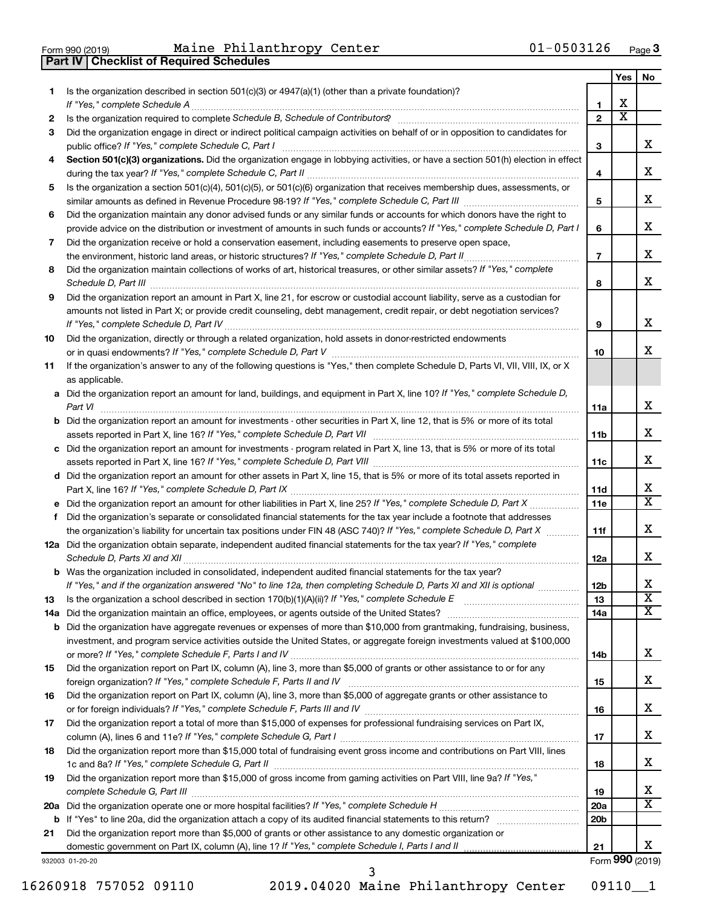Form 990 (2019) Maine Philanthropy Center 01-0503126 Page 3

## Part IV | Checklist of Required Schedules

| | | | Yes | No |
|---|---|---|---|---|
| 1 | Is the organization described in section 501(c)(3) or 4947(a)(1) (other than a private foundation)? *If "Yes," complete Schedule A* | 1 | X | |
| 2 | Is the organization required to complete *Schedule B, Schedule of Contributors*? | 2 | X | |
| 3 | Did the organization engage in direct or indirect political campaign activities on behalf of or in opposition to candidates for public office? *If "Yes," complete Schedule C, Part I* | 3 | | X |
| 4 | **Section 501(c)(3) organizations.** Did the organization engage in lobbying activities, or have a section 501(h) election in effect during the tax year? *If "Yes," complete Schedule C, Part II* | 4 | | X |
| 5 | Is the organization a section 501(c)(4), 501(c)(5), or 501(c)(6) organization that receives membership dues, assessments, or similar amounts as defined in Revenue Procedure 98-19? *If "Yes," complete Schedule C, Part III* | 5 | | X |
| 6 | Did the organization maintain any donor advised funds or any similar funds or accounts for which donors have the right to provide advice on the distribution or investment of amounts in such funds or accounts? *If "Yes," complete Schedule D, Part I* | 6 | | X |
| 7 | Did the organization receive or hold a conservation easement, including easements to preserve open space, the environment, historic land areas, or historic structures? *If "Yes," complete Schedule D, Part II* | 7 | | X |
| 8 | Did the organization maintain collections of works of art, historical treasures, or other similar assets? *If "Yes," complete Schedule D, Part III* | 8 | | X |
| 9 | Did the organization report an amount in Part X, line 21, for escrow or custodial account liability, serve as a custodian for amounts not listed in Part X; or provide credit counseling, debt management, credit repair, or debt negotiation services? *If "Yes," complete Schedule D, Part IV* | 9 | | X |
| 10 | Did the organization, directly or through a related organization, hold assets in donor-restricted endowments or in quasi endowments? *If "Yes," complete Schedule D, Part V* | 10 | | X |
| 11 | If the organization's answer to any of the following questions is "Yes," then complete Schedule D, Parts VI, VII, VIII, IX, or X as applicable. | | | |
| a | Did the organization report an amount for land, buildings, and equipment in Part X, line 10? *If "Yes," complete Schedule D, Part VI* | 11a | | X |
| b | Did the organization report an amount for investments - other securities in Part X, line 12, that is 5% or more of its total assets reported in Part X, line 16? *If "Yes," complete Schedule D, Part VII* | 11b | | X |
| c | Did the organization report an amount for investments - program related in Part X, line 13, that is 5% or more of its total assets reported in Part X, line 16? *If "Yes," complete Schedule D, Part VIII* | 11c | | X |
| d | Did the organization report an amount for other assets in Part X, line 15, that is 5% or more of its total assets reported in Part X, line 16? *If "Yes," complete Schedule D, Part IX* | 11d | | X |
| e | Did the organization report an amount for other liabilities in Part X, line 25? *If "Yes," complete Schedule D, Part X* | 11e | | X |
| f | Did the organization's separate or consolidated financial statements for the tax year include a footnote that addresses the organization's liability for uncertain tax positions under FIN 48 (ASC 740)? *If "Yes," complete Schedule D, Part X* | 11f | | X |
| 12a | Did the organization obtain separate, independent audited financial statements for the tax year? *If "Yes," complete Schedule D, Parts XI and XII* | 12a | | X |
| b | Was the organization included in consolidated, independent audited financial statements for the tax year? *If "Yes," and if the organization answered "No" to line 12a, then completing Schedule D, Parts XI and XII is optional* | 12b | | X |
| 13 | Is the organization a school described in section 170(b)(1)(A)(ii)? *If "Yes," complete Schedule E* | 13 | | X |
| 14a | Did the organization maintain an office, employees, or agents outside of the United States? | 14a | | X |
| b | Did the organization have aggregate revenues or expenses of more than $10,000 from grantmaking, fundraising, business, investment, and program service activities outside the United States, or aggregate foreign investments valued at $100,000 or more? *If "Yes," complete Schedule F, Parts I and IV* | 14b | | X |
| 15 | Did the organization report on Part IX, column (A), line 3, more than $5,000 of grants or other assistance to or for any foreign organization? *If "Yes," complete Schedule F, Parts II and IV* | 15 | | X |
| 16 | Did the organization report on Part IX, column (A), line 3, more than $5,000 of aggregate grants or other assistance to or for foreign individuals? *If "Yes," complete Schedule F, Parts III and IV* | 16 | | X |
| 17 | Did the organization report a total of more than $15,000 of expenses for professional fundraising services on Part IX, column (A), lines 6 and 11e? *If "Yes," complete Schedule G, Part I* | 17 | | X |
| 18 | Did the organization report more than $15,000 total of fundraising event gross income and contributions on Part VIII, lines 1c and 8a? *If "Yes," complete Schedule G, Part II* | 18 | | X |
| 19 | Did the organization report more than $15,000 of gross income from gaming activities on Part VIII, line 9a? *If "Yes," complete Schedule G, Part III* | 19 | | X |
| 20a | Did the organization operate one or more hospital facilities? *If "Yes," complete Schedule H* | 20a | | X |
| b | If "Yes" to line 20a, did the organization attach a copy of its audited financial statements to this return? | 20b | | |
| 21 | Did the organization report more than $5,000 of grants or other assistance to any domestic organization or domestic government on Part IX, column (A), line 1? *If "Yes," complete Schedule I, Parts I and II* | 21 | | X |

932003 01-20-20 Form **990** (2019)

16260918 757052 09110 2019.04020 Maine Philanthropy Center 09110__1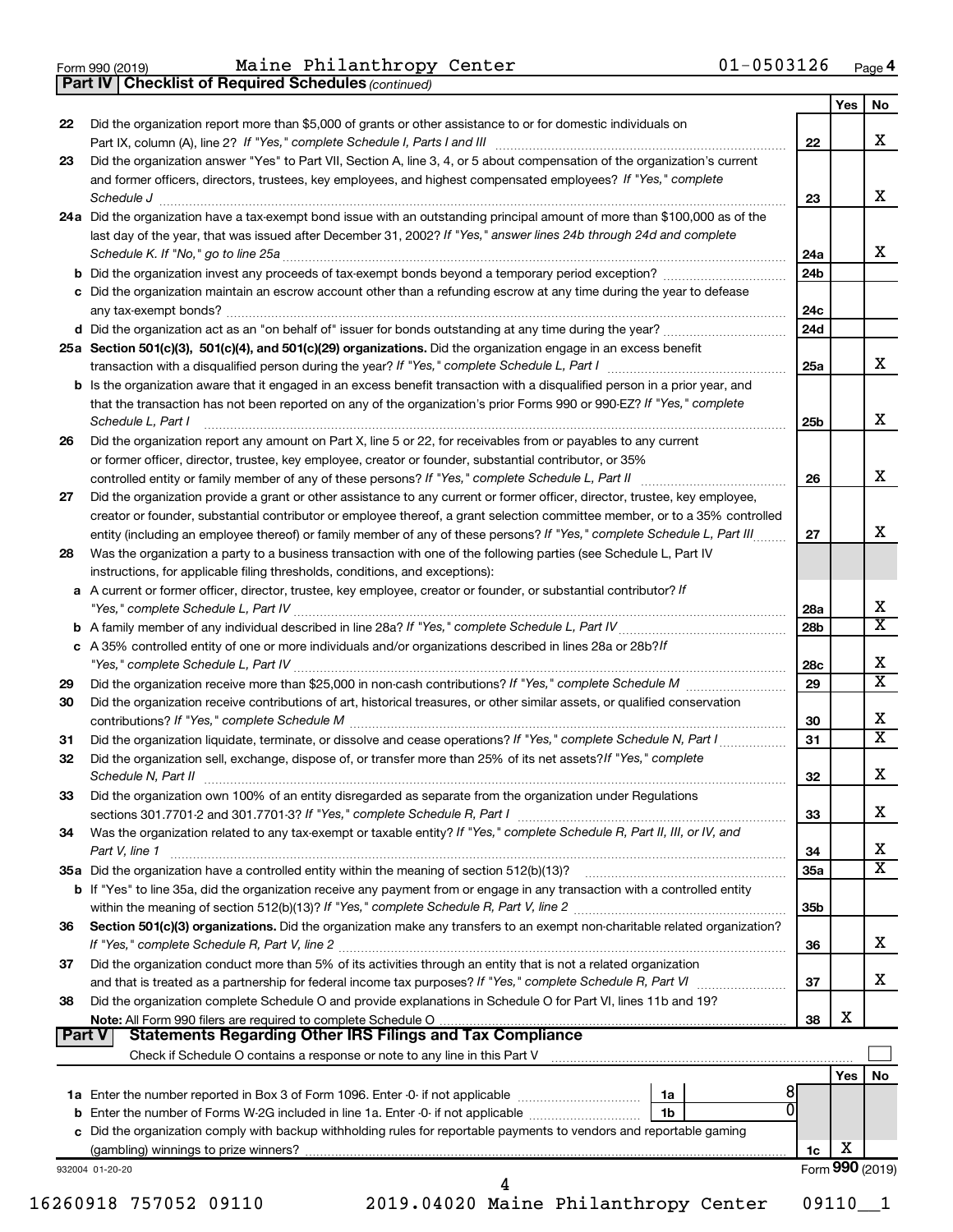Form 990 (2019) Maine Philanthropy Center 01-0503126 Page 4

**Part IV | Checklist of Required Schedules** *(continued)*

| | | | Yes | No |
|---|---|---|---|---|
| 22 | Did the organization report more than $5,000 of grants or other assistance to or for domestic individuals on Part IX, column (A), line 2? *If "Yes," complete Schedule I, Parts I and III* | 22 | | X |
| 23 | Did the organization answer "Yes" to Part VII, Section A, line 3, 4, or 5 about compensation of the organization's current and former officers, directors, trustees, key employees, and highest compensated employees? *If "Yes," complete Schedule J* | 23 | | X |
| 24a | Did the organization have a tax-exempt bond issue with an outstanding principal amount of more than $100,000 as of the last day of the year, that was issued after December 31, 2002? *If "Yes," answer lines 24b through 24d and complete Schedule K. If "No," go to line 25a* | 24a | | X |
| b | Did the organization invest any proceeds of tax-exempt bonds beyond a temporary period exception? | 24b | | |
| c | Did the organization maintain an escrow account other than a refunding escrow at any time during the year to defease any tax-exempt bonds? | 24c | | |
| d | Did the organization act as an "on behalf of" issuer for bonds outstanding at any time during the year? | 24d | | |
| 25a | **Section 501(c)(3), 501(c)(4), and 501(c)(29) organizations.** Did the organization engage in an excess benefit transaction with a disqualified person during the year? *If "Yes," complete Schedule L, Part I* | 25a | | X |
| b | Is the organization aware that it engaged in an excess benefit transaction with a disqualified person in a prior year, and that the transaction has not been reported on any of the organization's prior Forms 990 or 990-EZ? *If "Yes," complete Schedule L, Part I* | 25b | | X |
| 26 | Did the organization report any amount on Part X, line 5 or 22, for receivables from or payables to any current or former officer, director, trustee, key employee, creator or founder, substantial contributor, or 35% controlled entity or family member of any of these persons? *If "Yes," complete Schedule L, Part II* | 26 | | X |
| 27 | Did the organization provide a grant or other assistance to any current or former officer, director, trustee, key employee, creator or founder, substantial contributor or employee thereof, a grant selection committee member, or to a 35% controlled entity (including an employee thereof) or family member of any of these persons? *If "Yes," complete Schedule L, Part III* | 27 | | X |
| 28 | Was the organization a party to a business transaction with one of the following parties (see Schedule L, Part IV instructions, for applicable filing thresholds, conditions, and exceptions): | | | |
| a | A current or former officer, director, trustee, key employee, creator or founder, or substantial contributor? *If "Yes," complete Schedule L, Part IV* | 28a | | X |
| b | A family member of any individual described in line 28a? *If "Yes," complete Schedule L, Part IV* | 28b | | X |
| c | A 35% controlled entity of one or more individuals and/or organizations described in lines 28a or 28b? *If "Yes," complete Schedule L, Part IV* | 28c | | X |
| 29 | Did the organization receive more than $25,000 in non-cash contributions? *If "Yes," complete Schedule M* | 29 | | X |
| 30 | Did the organization receive contributions of art, historical treasures, or other similar assets, or qualified conservation contributions? *If "Yes," complete Schedule M* | 30 | | X |
| 31 | Did the organization liquidate, terminate, or dissolve and cease operations? *If "Yes," complete Schedule N, Part I* | 31 | | X |
| 32 | Did the organization sell, exchange, dispose of, or transfer more than 25% of its net assets? *If "Yes," complete Schedule N, Part II* | 32 | | X |
| 33 | Did the organization own 100% of an entity disregarded as separate from the organization under Regulations sections 301.7701-2 and 301.7701-3? *If "Yes," complete Schedule R, Part I* | 33 | | X |
| 34 | Was the organization related to any tax-exempt or taxable entity? *If "Yes," complete Schedule R, Part II, III, or IV, and Part V, line 1* | 34 | | X |
| 35a | Did the organization have a controlled entity within the meaning of section 512(b)(13)? | 35a | | X |
| b | If "Yes" to line 35a, did the organization receive any payment from or engage in any transaction with a controlled entity within the meaning of section 512(b)(13)? *If "Yes," complete Schedule R, Part V, line 2* | 35b | | |
| 36 | **Section 501(c)(3) organizations.** Did the organization make any transfers to an exempt non-charitable related organization? *If "Yes," complete Schedule R, Part V, line 2* | 36 | | X |
| 37 | Did the organization conduct more than 5% of its activities through an entity that is not a related organization and that is treated as a partnership for federal income tax purposes? *If "Yes," complete Schedule R, Part VI* | 37 | | X |
| 38 | Did the organization complete Schedule O and provide explanations in Schedule O for Part VI, lines 11b and 19? **Note:** All Form 990 filers are required to complete Schedule O | 38 | X | |

**Part V | Statements Regarding Other IRS Filings and Tax Compliance**

Check if Schedule O contains a response or note to any line in this Part V ☐

| | | | | | Yes | No |
|---|---|---|---|---|---|---|
| 1a | Enter the number reported in Box 3 of Form 1096. Enter -0- if not applicable | 1a | 8 | | | |
| b | Enter the number of Forms W-2G included in line 1a. Enter -0- if not applicable | 1b | 0 | | | |
| c | Did the organization comply with backup withholding rules for reportable payments to vendors and reportable gaming (gambling) winnings to prize winners? | | | 1c | X | |

932004 01-20-20 Form **990** (2019)

16260918 757052 09110 2019.04020 Maine Philanthropy Center 09110__1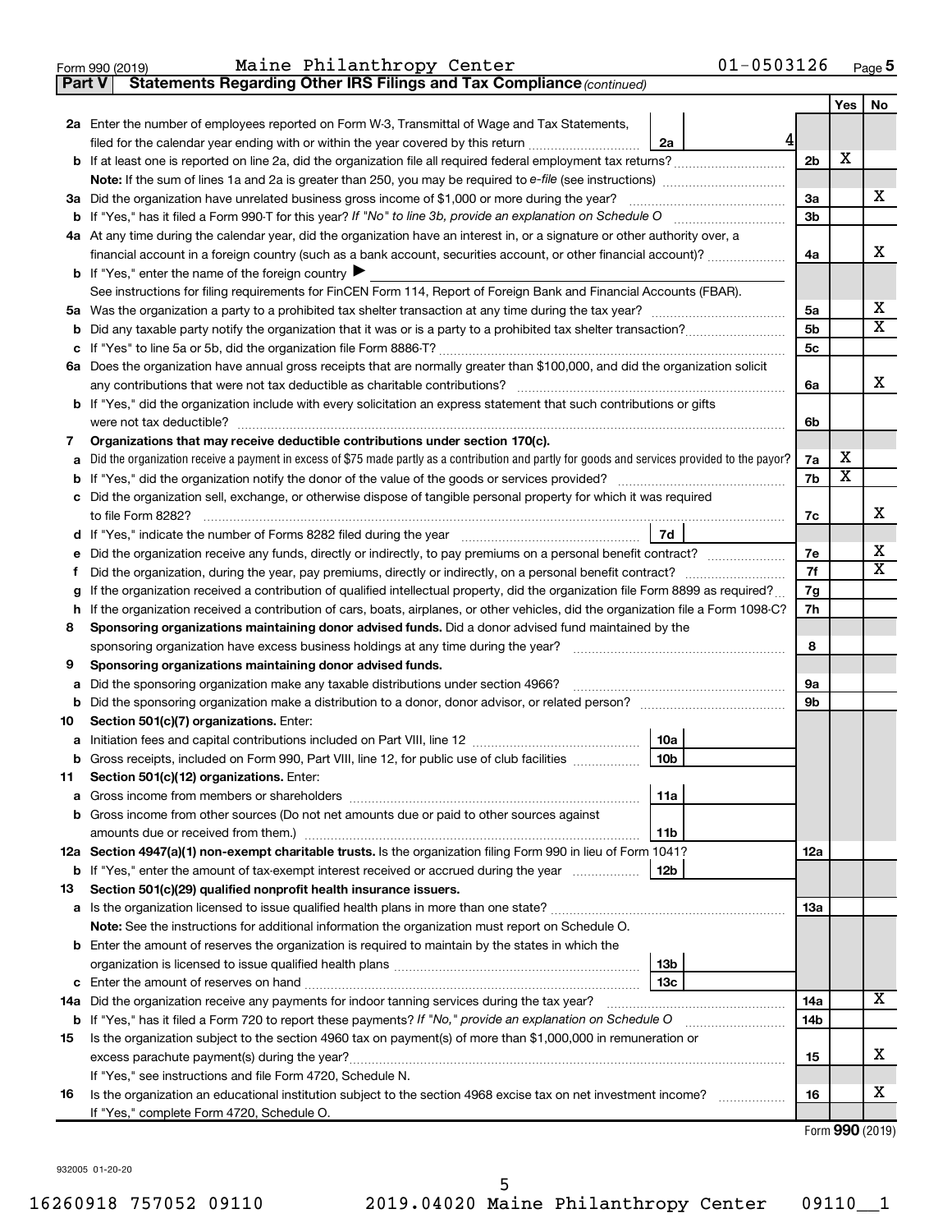Form 990 (2019) Maine Philanthropy Center 01-0503126 Page 5

**Part V Statements Regarding Other IRS Filings and Tax Compliance** *(continued)*

| | | | | Yes | No |
|---|---|---|---|---|---|
| **2a** | Enter the number of employees reported on Form W-3, Transmittal of Wage and Tax Statements, filed for the calendar year ending with or within the year covered by this return | 2a | 4 | | |
| **b** | If at least one is reported on line 2a, did the organization file all required federal employment tax returns? | | **2b** | X | |
| | **Note:** If the sum of lines 1a and 2a is greater than 250, you may be required to *e-file* (see instructions) | | | | |
| **3a** | Did the organization have unrelated business gross income of $1,000 or more during the year? | | **3a** | | X |
| **b** | If "Yes," has it filed a Form 990-T for this year? *If "No" to line 3b, provide an explanation on Schedule O* | | **3b** | | |
| **4a** | At any time during the calendar year, did the organization have an interest in, or a signature or other authority over, a financial account in a foreign country (such as a bank account, securities account, or other financial account)? | | **4a** | | X |
| **b** | If "Yes," enter the name of the foreign country ▶ | | | | |
| | See instructions for filing requirements for FinCEN Form 114, Report of Foreign Bank and Financial Accounts (FBAR). | | | | |
| **5a** | Was the organization a party to a prohibited tax shelter transaction at any time during the tax year? | | **5a** | | X |
| **b** | Did any taxable party notify the organization that it was or is a party to a prohibited tax shelter transaction? | | **5b** | | X |
| **c** | If "Yes" to line 5a or 5b, did the organization file Form 8886-T? | | **5c** | | |
| **6a** | Does the organization have annual gross receipts that are normally greater than $100,000, and did the organization solicit any contributions that were not tax deductible as charitable contributions? | | **6a** | | X |
| **b** | If "Yes," did the organization include with every solicitation an express statement that such contributions or gifts were not tax deductible? | | **6b** | | |
| **7** | **Organizations that may receive deductible contributions under section 170(c).** | | | | |
| **a** | Did the organization receive a payment in excess of $75 made partly as a contribution and partly for goods and services provided to the payor? | | **7a** | X | |
| **b** | If "Yes," did the organization notify the donor of the value of the goods or services provided? | | **7b** | X | |
| **c** | Did the organization sell, exchange, or otherwise dispose of tangible personal property for which it was required to file Form 8282? | | **7c** | | X |
| **d** | If "Yes," indicate the number of Forms 8282 filed during the year | 7d | | | |
| **e** | Did the organization receive any funds, directly or indirectly, to pay premiums on a personal benefit contract? | | **7e** | | X |
| **f** | Did the organization, during the year, pay premiums, directly or indirectly, on a personal benefit contract? | | **7f** | | X |
| **g** | If the organization received a contribution of qualified intellectual property, did the organization file Form 8899 as required? | | **7g** | | |
| **h** | If the organization received a contribution of cars, boats, airplanes, or other vehicles, did the organization file a Form 1098-C? | | **7h** | | |
| **8** | **Sponsoring organizations maintaining donor advised funds.** Did a donor advised fund maintained by the sponsoring organization have excess business holdings at any time during the year? | | **8** | | |
| **9** | **Sponsoring organizations maintaining donor advised funds.** | | | | |
| **a** | Did the sponsoring organization make any taxable distributions under section 4966? | | **9a** | | |
| **b** | Did the sponsoring organization make a distribution to a donor, donor advisor, or related person? | | **9b** | | |
| **10** | **Section 501(c)(7) organizations.** Enter: | | | | |
| **a** | Initiation fees and capital contributions included on Part VIII, line 12 | 10a | | | |
| **b** | Gross receipts, included on Form 990, Part VIII, line 12, for public use of club facilities | 10b | | | |
| **11** | **Section 501(c)(12) organizations.** Enter: | | | | |
| **a** | Gross income from members or shareholders | 11a | | | |
| **b** | Gross income from other sources (Do not net amounts due or paid to other sources against amounts due or received from them.) | 11b | | | |
| **12a** | **Section 4947(a)(1) non-exempt charitable trusts.** Is the organization filing Form 990 in lieu of Form 1041? | | **12a** | | |
| **b** | If "Yes," enter the amount of tax-exempt interest received or accrued during the year | 12b | | | |
| **13** | **Section 501(c)(29) qualified nonprofit health insurance issuers.** | | | | |
| **a** | Is the organization licensed to issue qualified health plans in more than one state? | | **13a** | | |
| | **Note:** See the instructions for additional information the organization must report on Schedule O. | | | | |
| **b** | Enter the amount of reserves the organization is required to maintain by the states in which the organization is licensed to issue qualified health plans | 13b | | | |
| **c** | Enter the amount of reserves on hand | 13c | | | |
| **14a** | Did the organization receive any payments for indoor tanning services during the tax year? | | **14a** | | X |
| **b** | If "Yes," has it filed a Form 720 to report these payments? *If "No," provide an explanation on Schedule O* | | **14b** | | |
| **15** | Is the organization subject to the section 4960 tax on payment(s) of more than $1,000,000 in remuneration or excess parachute payment(s) during the year? | | **15** | | X |
| | If "Yes," see instructions and file Form 4720, Schedule N. | | | | |
| **16** | Is the organization an educational institution subject to the section 4968 excise tax on net investment income? | | **16** | | X |
| | If "Yes," complete Form 4720, Schedule O. | | | | |

Form **990** (2019)

932005 01-20-20

16260918 757052 09110 2019.04020 Maine Philanthropy Center 09110__1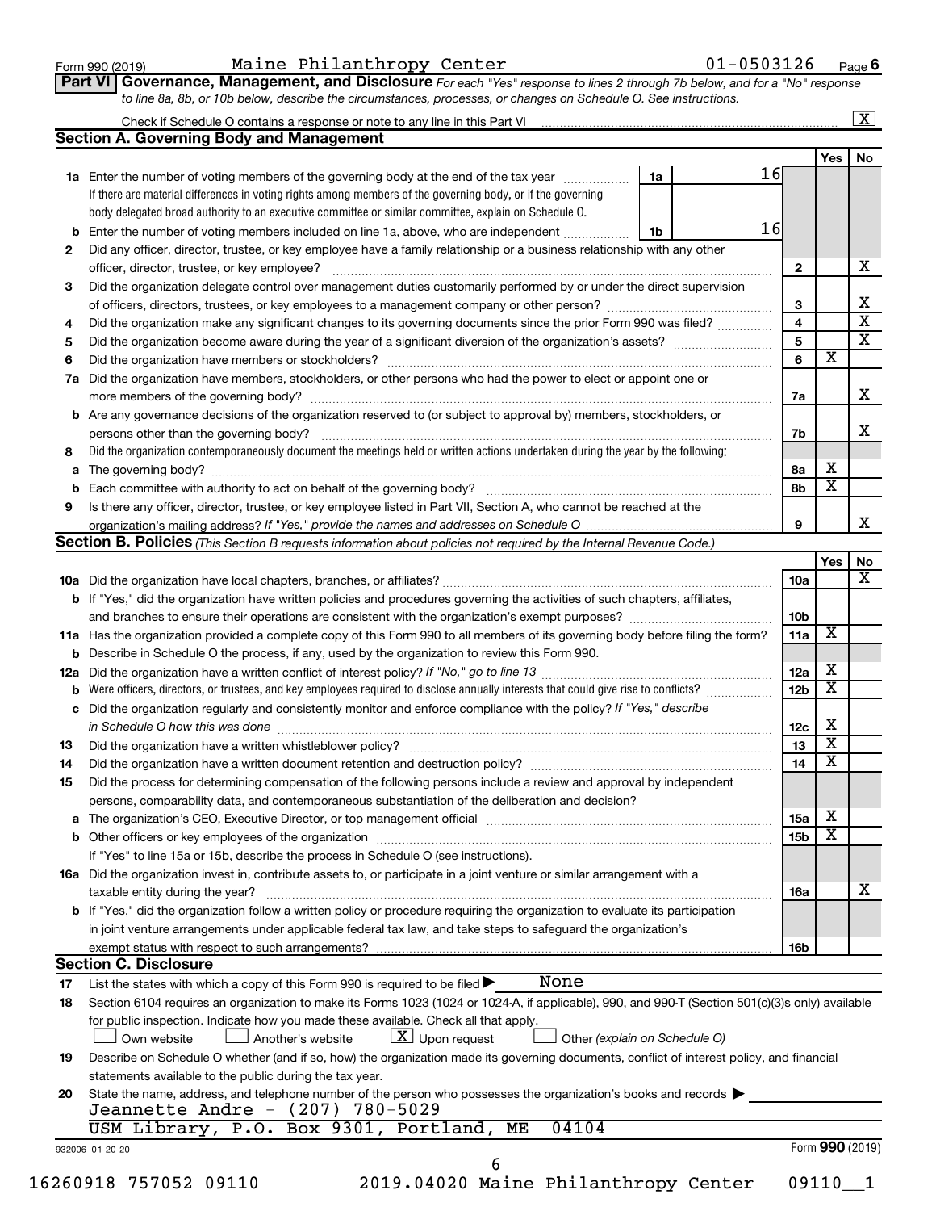Form 990 (2019) Maine Philanthropy Center 01-0503126 Page 6

**Part VI Governance, Management, and Disclosure** *For each "Yes" response to lines 2 through 7b below, and for a "No" response to line 8a, 8b, or 10b below, describe the circumstances, processes, or changes on Schedule O. See instructions.*

Check if Schedule O contains a response or note to any line in this Part VI ..... [X]

## Section A. Governing Body and Management

| | | | Yes | No |
|---|---|---|---|---|
| **1a** | Enter the number of voting members of the governing body at the end of the tax year ..... **1a** 16. If there are material differences in voting rights among members of the governing body, or if the governing body delegated broad authority to an executive committee or similar committee, explain on Schedule O. | | | |
| **b** | Enter the number of voting members included on line 1a, above, who are independent ..... **1b** 16 | | | |
| **2** | Did any officer, director, trustee, or key employee have a family relationship or a business relationship with any other officer, director, trustee, or key employee? | 2 | | X |
| **3** | Did the organization delegate control over management duties customarily performed by or under the direct supervision of officers, directors, trustees, or key employees to a management company or other person? | 3 | | X |
| **4** | Did the organization make any significant changes to its governing documents since the prior Form 990 was filed? | 4 | | X |
| **5** | Did the organization become aware during the year of a significant diversion of the organization's assets? | 5 | | X |
| **6** | Did the organization have members or stockholders? | 6 | X | |
| **7a** | Did the organization have members, stockholders, or other persons who had the power to elect or appoint one or more members of the governing body? | 7a | | X |
| **b** | Are any governance decisions of the organization reserved to (or subject to approval by) members, stockholders, or persons other than the governing body? | 7b | | X |
| **8** | Did the organization contemporaneously document the meetings held or written actions undertaken during the year by the following: | | | |
| **a** | The governing body? | 8a | X | |
| **b** | Each committee with authority to act on behalf of the governing body? | 8b | X | |
| **9** | Is there any officer, director, trustee, or key employee listed in Part VII, Section A, who cannot be reached at the organization's mailing address? *If "Yes," provide the names and addresses on Schedule O* | 9 | | X |

## Section B. Policies *(This Section B requests information about policies not required by the Internal Revenue Code.)*

| | | | Yes | No |
|---|---|---|---|---|
| **10a** | Did the organization have local chapters, branches, or affiliates? | 10a | | X |
| **b** | If "Yes," did the organization have written policies and procedures governing the activities of such chapters, affiliates, and branches to ensure their operations are consistent with the organization's exempt purposes? | 10b | | |
| **11a** | Has the organization provided a complete copy of this Form 990 to all members of its governing body before filing the form? | 11a | X | |
| **b** | Describe in Schedule O the process, if any, used by the organization to review this Form 990. | | | |
| **12a** | Did the organization have a written conflict of interest policy? *If "No," go to line 13* | 12a | X | |
| **b** | Were officers, directors, or trustees, and key employees required to disclose annually interests that could give rise to conflicts? | 12b | X | |
| **c** | Did the organization regularly and consistently monitor and enforce compliance with the policy? *If "Yes," describe in Schedule O how this was done* | 12c | X | |
| **13** | Did the organization have a written whistleblower policy? | 13 | X | |
| **14** | Did the organization have a written document retention and destruction policy? | 14 | X | |
| **15** | Did the process for determining compensation of the following persons include a review and approval by independent persons, comparability data, and contemporaneous substantiation of the deliberation and decision? | | | |
| **a** | The organization's CEO, Executive Director, or top management official | 15a | X | |
| **b** | Other officers or key employees of the organization | 15b | X | |
| | If "Yes" to line 15a or 15b, describe the process in Schedule O (see instructions). | | | |
| **16a** | Did the organization invest in, contribute assets to, or participate in a joint venture or similar arrangement with a taxable entity during the year? | 16a | | X |
| **b** | If "Yes," did the organization follow a written policy or procedure requiring the organization to evaluate its participation in joint venture arrangements under applicable federal tax law, and take steps to safeguard the organization's exempt status with respect to such arrangements? | 16b | | |

## Section C. Disclosure

**17** List the states with which a copy of this Form 990 is required to be filed ▶ None

**18** Section 6104 requires an organization to make its Forms 1023 (1024 or 1024-A, if applicable), 990, and 990-T (Section 501(c)(3)s only) available for public inspection. Indicate how you made these available. Check all that apply.

[ ] Own website [ ] Another's website [X] Upon request [ ] Other *(explain on Schedule O)*

**19** Describe on Schedule O whether (and if so, how) the organization made its governing documents, conflict of interest policy, and financial statements available to the public during the tax year.

**20** State the name, address, and telephone number of the person who possesses the organization's books and records ▶

Jeannette Andre - (207) 780-5029
USM Library, P.O. Box 9301, Portland, ME 04104

932006 01-20-20 Form **990** (2019)

16260918 757052 09110 2019.04020 Maine Philanthropy Center 09110__1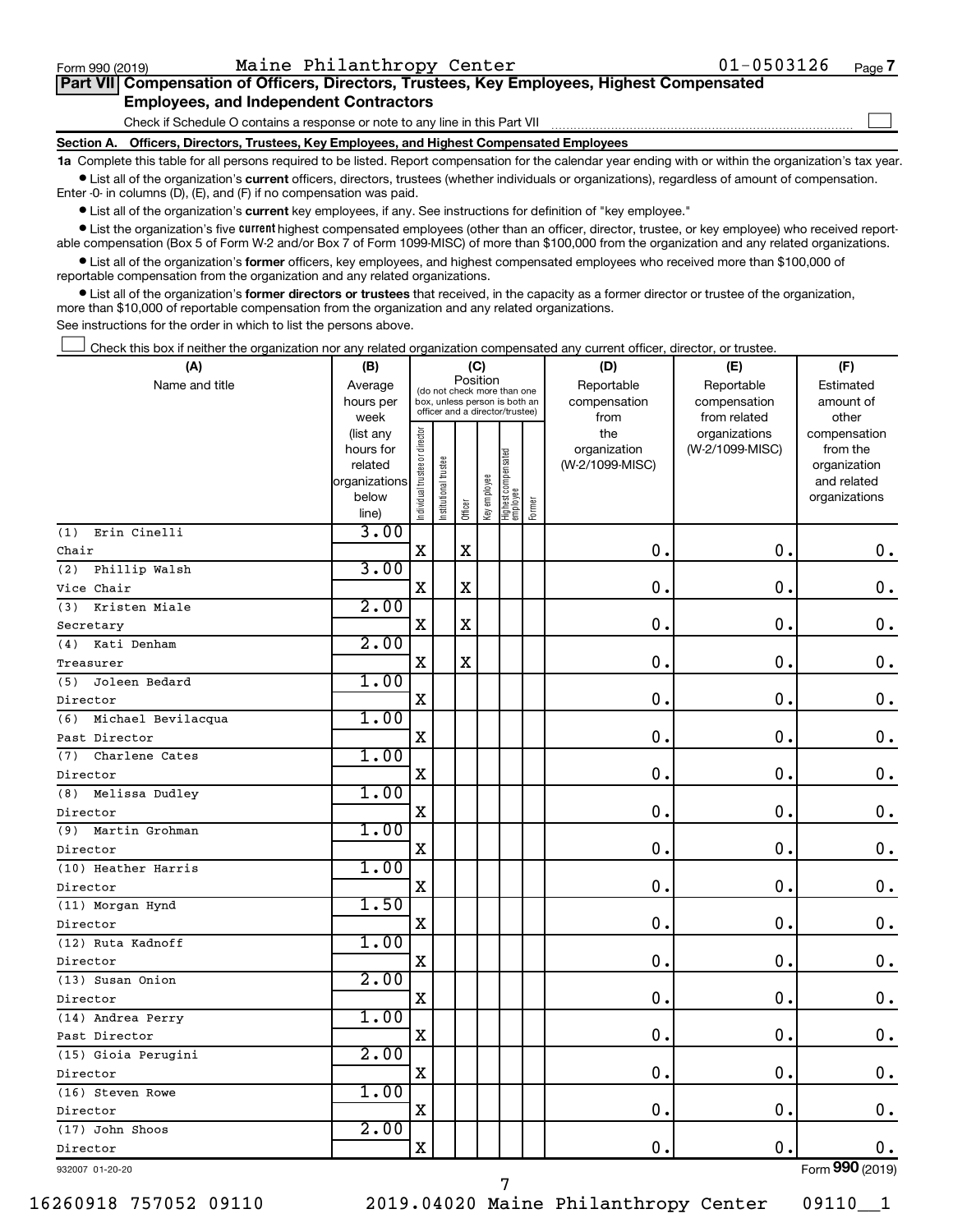Form 990 (2019) Maine Philanthropy Center 01-0503126 Page 7

## Part VII Compensation of Officers, Directors, Trustees, Key Employees, Highest Compensated Employees, and Independent Contractors

Check if Schedule O contains a response or note to any line in this Part VII

### Section A. Officers, Directors, Trustees, Key Employees, and Highest Compensated Employees

**1a** Complete this table for all persons required to be listed. Report compensation for the calendar year ending with or within the organization's tax year.

- List all of the organization's **current** officers, directors, trustees (whether individuals or organizations), regardless of amount of compensation. Enter -0- in columns (D), (E), and (F) if no compensation was paid.
- List all of the organization's **current** key employees, if any. See instructions for definition of "key employee."
- List the organization's five **current** highest compensated employees (other than an officer, director, trustee, or key employee) who received reportable compensation (Box 5 of Form W-2 and/or Box 7 of Form 1099-MISC) of more than $100,000 from the organization and any related organizations.
- List all of the organization's **former** officers, key employees, and highest compensated employees who received more than $100,000 of reportable compensation from the organization and any related organizations.
- List all of the organization's **former directors or trustees** that received, in the capacity as a former director or trustee of the organization, more than $10,000 of reportable compensation from the organization and any related organizations.

See instructions for the order in which to list the persons above.

Check this box if neither the organization nor any related organization compensated any current officer, director, or trustee.

| (A) Name and title | (B) Average hours per week (list any hours for related organizations below line) | (C) Position: Individual trustee or director | Institutional trustee | Officer | Key employee | Highest compensated employee | Former | (D) Reportable compensation from the organization (W-2/1099-MISC) | (E) Reportable compensation from related organizations (W-2/1099-MISC) | (F) Estimated amount of other compensation from the organization and related organizations |
|---|---|---|---|---|---|---|---|---|---|---|
| (1) Erin Cinelli<br>Chair | 3.00 | X | | X | | | | 0. | 0. | 0. |
| (2) Phillip Walsh<br>Vice Chair | 3.00 | X | | X | | | | 0. | 0. | 0. |
| (3) Kristen Miale<br>Secretary | 2.00 | X | | X | | | | 0. | 0. | 0. |
| (4) Kati Denham<br>Treasurer | 2.00 | X | | X | | | | 0. | 0. | 0. |
| (5) Joleen Bedard<br>Director | 1.00 | X | | | | | | 0. | 0. | 0. |
| (6) Michael Bevilacqua<br>Past Director | 1.00 | X | | | | | | 0. | 0. | 0. |
| (7) Charlene Cates<br>Director | 1.00 | X | | | | | | 0. | 0. | 0. |
| (8) Melissa Dudley<br>Director | 1.00 | X | | | | | | 0. | 0. | 0. |
| (9) Martin Grohman<br>Director | 1.00 | X | | | | | | 0. | 0. | 0. |
| (10) Heather Harris<br>Director | 1.00 | X | | | | | | 0. | 0. | 0. |
| (11) Morgan Hynd<br>Director | 1.50 | X | | | | | | 0. | 0. | 0. |
| (12) Ruta Kadnoff<br>Director | 1.00 | X | | | | | | 0. | 0. | 0. |
| (13) Susan Onion<br>Director | 2.00 | X | | | | | | 0. | 0. | 0. |
| (14) Andrea Perry<br>Past Director | 1.00 | X | | | | | | 0. | 0. | 0. |
| (15) Gioia Perugini<br>Director | 2.00 | X | | | | | | 0. | 0. | 0. |
| (16) Steven Rowe<br>Director | 1.00 | X | | | | | | 0. | 0. | 0. |
| (17) John Shoos<br>Director | 2.00 | X | | | | | | 0. | 0. | 0. |

932007 01-20-20 Form **990** (2019)

16260918 757052 09110 2019.04020 Maine Philanthropy Center 09110__1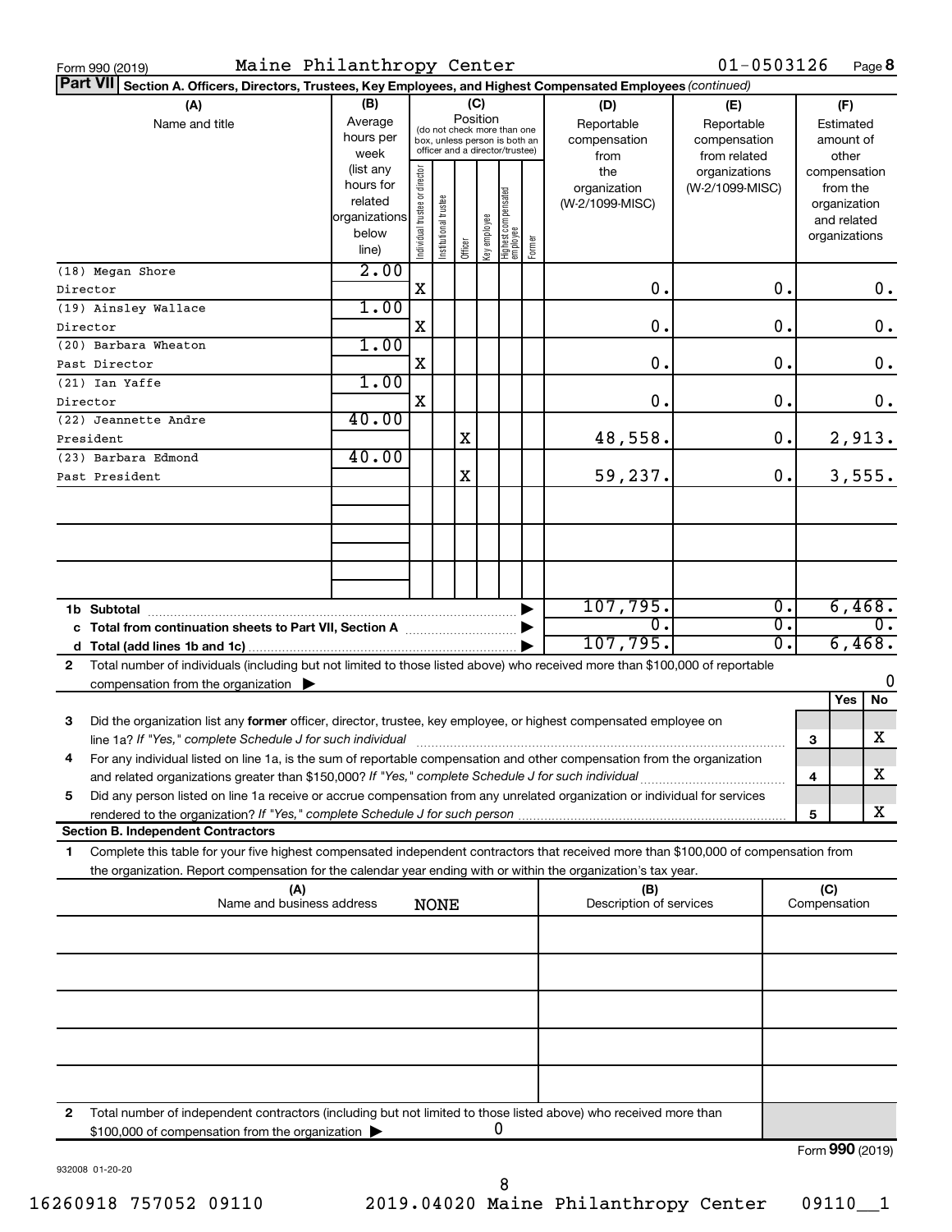Form 990 (2019) Maine Philanthropy Center 01-0503126 Page 8

**Part VII Section A. Officers, Directors, Trustees, Key Employees, and Highest Compensated Employees** *(continued)*

| (A) Name and title | (B) Average hours per week (list any hours for related organizations below line) | (C) Position: Individual trustee or director | Institutional trustee | Officer | Key employee | Highest compensated employee | Former | (D) Reportable compensation from the organization (W-2/1099-MISC) | (E) Reportable compensation from related organizations (W-2/1099-MISC) | (F) Estimated amount of other compensation from the organization and related organizations |
|---|---|---|---|---|---|---|---|---|---|---|
| (18) Megan Shore<br>Director | 2.00 | X | | | | | | 0. | 0. | 0. |
| (19) Ainsley Wallace<br>Director | 1.00 | X | | | | | | 0. | 0. | 0. |
| (20) Barbara Wheaton<br>Past Director | 1.00 | X | | | | | | 0. | 0. | 0. |
| (21) Ian Yaffe<br>Director | 1.00 | X | | | | | | 0. | 0. | 0. |
| (22) Jeannette Andre<br>President | 40.00 | | | X | | | | 48,558. | 0. | 2,913. |
| (23) Barbara Edmond<br>Past President | 40.00 | | | X | | | | 59,237. | 0. | 3,555. |
| | | | | | | | | | | |
| | | | | | | | | | | |
| | | | | | | | | | | |
| **1b Subtotal** | | | | | | | | 107,795. | 0. | 6,468. |
| **c Total from continuation sheets to Part VII, Section A** | | | | | | | | 0. | 0. | 0. |
| **d Total (add lines 1b and 1c)** | | | | | | | | 107,795. | 0. | 6,468. |

**2** Total number of individuals (including but not limited to those listed above) who received more than $100,000 of reportable compensation from the organization ▶ 0

| | | | Yes | No |
|---|---|---|---|---|
| **3** | Did the organization list any **former** officer, director, trustee, key employee, or highest compensated employee on line 1a? *If "Yes," complete Schedule J for such individual* | 3 | | X |
| **4** | For any individual listed on line 1a, is the sum of reportable compensation and other compensation from the organization and related organizations greater than $150,000? *If "Yes," complete Schedule J for such individual* | 4 | | X |
| **5** | Did any person listed on line 1a receive or accrue compensation from any unrelated organization or individual for services rendered to the organization? *If "Yes," complete Schedule J for such person* | 5 | | X |

**Section B. Independent Contractors**

**1** Complete this table for your five highest compensated independent contractors that received more than $100,000 of compensation from the organization. Report compensation for the calendar year ending with or within the organization's tax year.

| (A) Name and business address | (B) Description of services | (C) Compensation |
|---|---|---|
| NONE | | |
| | | |
| | | |
| | | |
| | | |
| | | |

**2** Total number of independent contractors (including but not limited to those listed above) who received more than $100,000 of compensation from the organization ▶ 0

Form **990** (2019)

932008 01-20-20

16260918 757052 09110 2019.04020 Maine Philanthropy Center 09110__1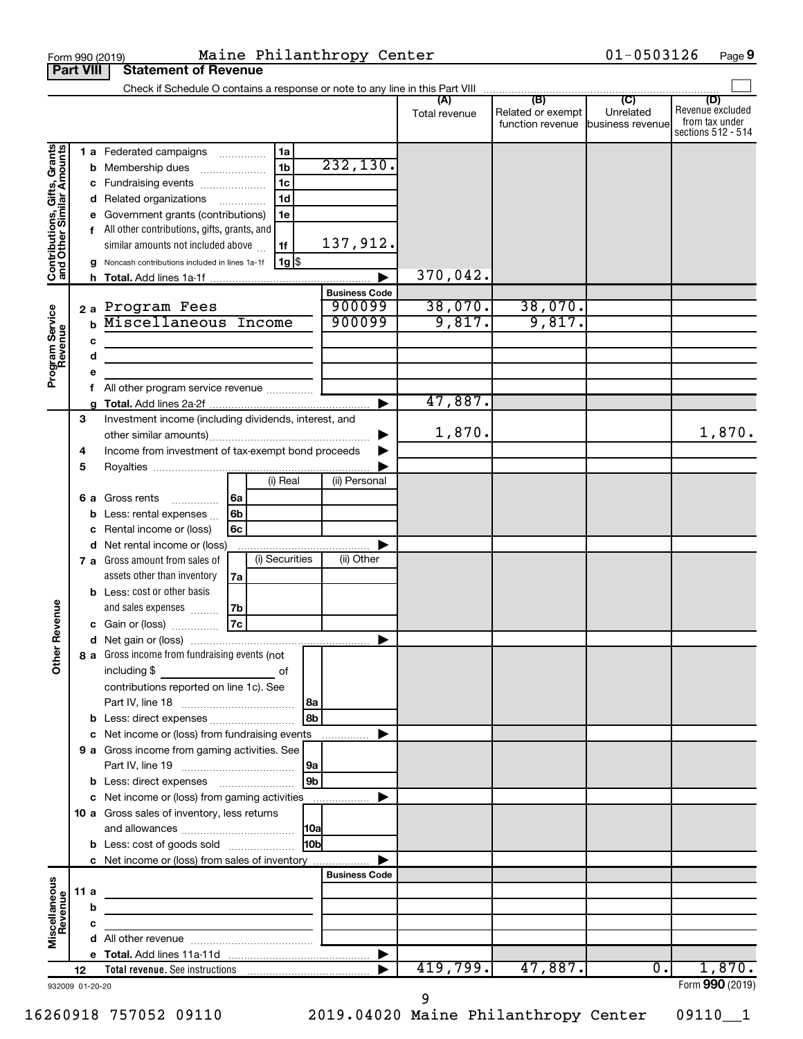Form 990 (2019) Maine Philanthropy Center 01-0503126 Page 9

**Part VIII Statement of Revenue**

Check if Schedule O contains a response or note to any line in this Part VIII ☐

| | | | (A) Total revenue | (B) Related or exempt function revenue | (C) Unrelated business revenue | (D) Revenue excluded from tax under sections 512 - 514 |
|---|---|---|---|---|---|---|
| **Contributions, Gifts, Grants and Other Similar Amounts** | 1 a Federated campaigns | 1a | | | | |
| | b Membership dues | 1b 232,130. | | | | |
| | c Fundraising events | 1c | | | | |
| | d Related organizations | 1d | | | | |
| | e Government grants (contributions) | 1e | | | | |
| | f All other contributions, gifts, grants, and similar amounts not included above | 1f 137,912. | | | | |
| | g Noncash contributions included in lines 1a-1f | 1g $ | | | | |
| | h **Total.** Add lines 1a-1f | | 370,042. | | | |
| **Program Service Revenue** | | **Business Code** | | | | |
| | 2 a Program Fees | 900099 | 38,070. | 38,070. | | |
| | b Miscellaneous Income | 900099 | 9,817. | 9,817. | | |
| | c | | | | | |
| | d | | | | | |
| | e | | | | | |
| | f All other program service revenue | | | | | |
| | g **Total.** Add lines 2a-2f | | 47,887. | | | |
| **Other Revenue** | 3 Investment income (including dividends, interest, and other similar amounts) | | 1,870. | | | 1,870. |
| | 4 Income from investment of tax-exempt bond proceeds | | | | | |
| | 5 Royalties | | | | | |
| | | (i) Real / (ii) Personal | | | | |
| | 6 a Gross rents | 6a | | | | |
| | b Less: rental expenses | 6b | | | | |
| | c Rental income or (loss) | 6c | | | | |
| | d Net rental income or (loss) | | | | | |
| | | (i) Securities / (ii) Other | | | | |
| | 7 a Gross amount from sales of assets other than inventory | 7a | | | | |
| | b Less: cost or other basis and sales expenses | 7b | | | | |
| | c Gain or (loss) | 7c | | | | |
| | d Net gain or (loss) | | | | | |
| | 8 a Gross income from fundraising events (not including $ of contributions reported on line 1c). See Part IV, line 18 | 8a | | | | |
| | b Less: direct expenses | 8b | | | | |
| | c Net income or (loss) from fundraising events | | | | | |
| | 9 a Gross income from gaming activities. See Part IV, line 19 | 9a | | | | |
| | b Less: direct expenses | 9b | | | | |
| | c Net income or (loss) from gaming activities | | | | | |
| | 10 a Gross sales of inventory, less returns and allowances | 10a | | | | |
| | b Less: cost of goods sold | 10b | | | | |
| | c Net income or (loss) from sales of inventory | | | | | |
| **Miscellaneous Revenue** | | **Business Code** | | | | |
| | 11 a | | | | | |
| | b | | | | | |
| | c | | | | | |
| | d All other revenue | | | | | |
| | e **Total.** Add lines 11a-11d | | | | | |
| | 12 **Total revenue.** See instructions | | 419,799. | 47,887. | 0. | 1,870. |

932009 01-20-20 Form **990** (2019)

16260918 757052 09110 2019.04020 Maine Philanthropy Center 09110__1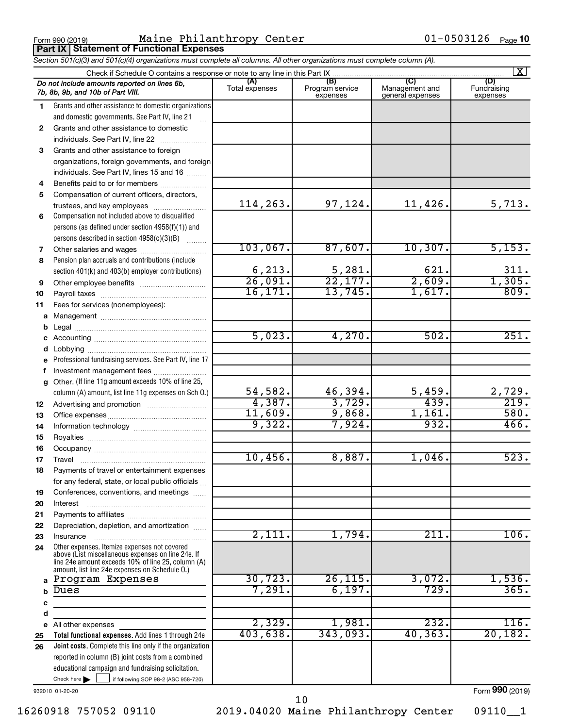Form 990 (2019) Maine Philanthropy Center 01-0503126 Page 10

**Part IX Statement of Functional Expenses**

*Section 501(c)(3) and 501(c)(4) organizations must complete all columns. All other organizations must complete column (A).*

Check if Schedule O contains a response or note to any line in this Part IX [X]

| *Do not include amounts reported on lines 6b, 7b, 8b, 9b, and 10b of Part VIII.* | (A) Total expenses | (B) Program service expenses | (C) Management and general expenses | (D) Fundraising expenses |
|---|---|---|---|---|
| 1 Grants and other assistance to domestic organizations and domestic governments. See Part IV, line 21 | | | | |
| 2 Grants and other assistance to domestic individuals. See Part IV, line 22 | | | | |
| 3 Grants and other assistance to foreign organizations, foreign governments, and foreign individuals. See Part IV, lines 15 and 16 | | | | |
| 4 Benefits paid to or for members | | | | |
| 5 Compensation of current officers, directors, trustees, and key employees | 114,263. | 97,124. | 11,426. | 5,713. |
| 6 Compensation not included above to disqualified persons (as defined under section 4958(f)(1)) and persons described in section 4958(c)(3)(B) | | | | |
| 7 Other salaries and wages | 103,067. | 87,607. | 10,307. | 5,153. |
| 8 Pension plan accruals and contributions (include section 401(k) and 403(b) employer contributions) | 6,213. | 5,281. | 621. | 311. |
| 9 Other employee benefits | 26,091. | 22,177. | 2,609. | 1,305. |
| 10 Payroll taxes | 16,171. | 13,745. | 1,617. | 809. |
| 11 Fees for services (nonemployees): | | | | |
| a Management | | | | |
| b Legal | | | | |
| c Accounting | 5,023. | 4,270. | 502. | 251. |
| d Lobbying | | | | |
| e Professional fundraising services. See Part IV, line 17 | | | | |
| f Investment management fees | | | | |
| g Other. (If line 11g amount exceeds 10% of line 25, column (A) amount, list line 11g expenses on Sch O.) | 54,582. | 46,394. | 5,459. | 2,729. |
| 12 Advertising and promotion | 4,387. | 3,729. | 439. | 219. |
| 13 Office expenses | 11,609. | 9,868. | 1,161. | 580. |
| 14 Information technology | 9,322. | 7,924. | 932. | 466. |
| 15 Royalties | | | | |
| 16 Occupancy | | | | |
| 17 Travel | 10,456. | 8,887. | 1,046. | 523. |
| 18 Payments of travel or entertainment expenses for any federal, state, or local public officials | | | | |
| 19 Conferences, conventions, and meetings | | | | |
| 20 Interest | | | | |
| 21 Payments to affiliates | | | | |
| 22 Depreciation, depletion, and amortization | | | | |
| 23 Insurance | 2,111. | 1,794. | 211. | 106. |
| 24 Other expenses. Itemize expenses not covered above (List miscellaneous expenses on line 24e. If line 24e amount exceeds 10% of line 25, column (A) amount, list line 24e expenses on Schedule O.) | | | | |
| a Program Expenses | 30,723. | 26,115. | 3,072. | 1,536. |
| b Dues | 7,291. | 6,197. | 729. | 365. |
| c | | | | |
| d | | | | |
| e All other expenses | 2,329. | 1,981. | 232. | 116. |
| 25 **Total functional expenses.** Add lines 1 through 24e | 403,638. | 343,093. | 40,363. | 20,182. |
| 26 **Joint costs.** Complete this line only if the organization reported in column (B) joint costs from a combined educational campaign and fundraising solicitation. Check here [ ] if following SOP 98-2 (ASC 958-720) | | | | |

932010 01-20-20

Form **990** (2019)

16260918 757052 09110 2019.04020 Maine Philanthropy Center 09110__1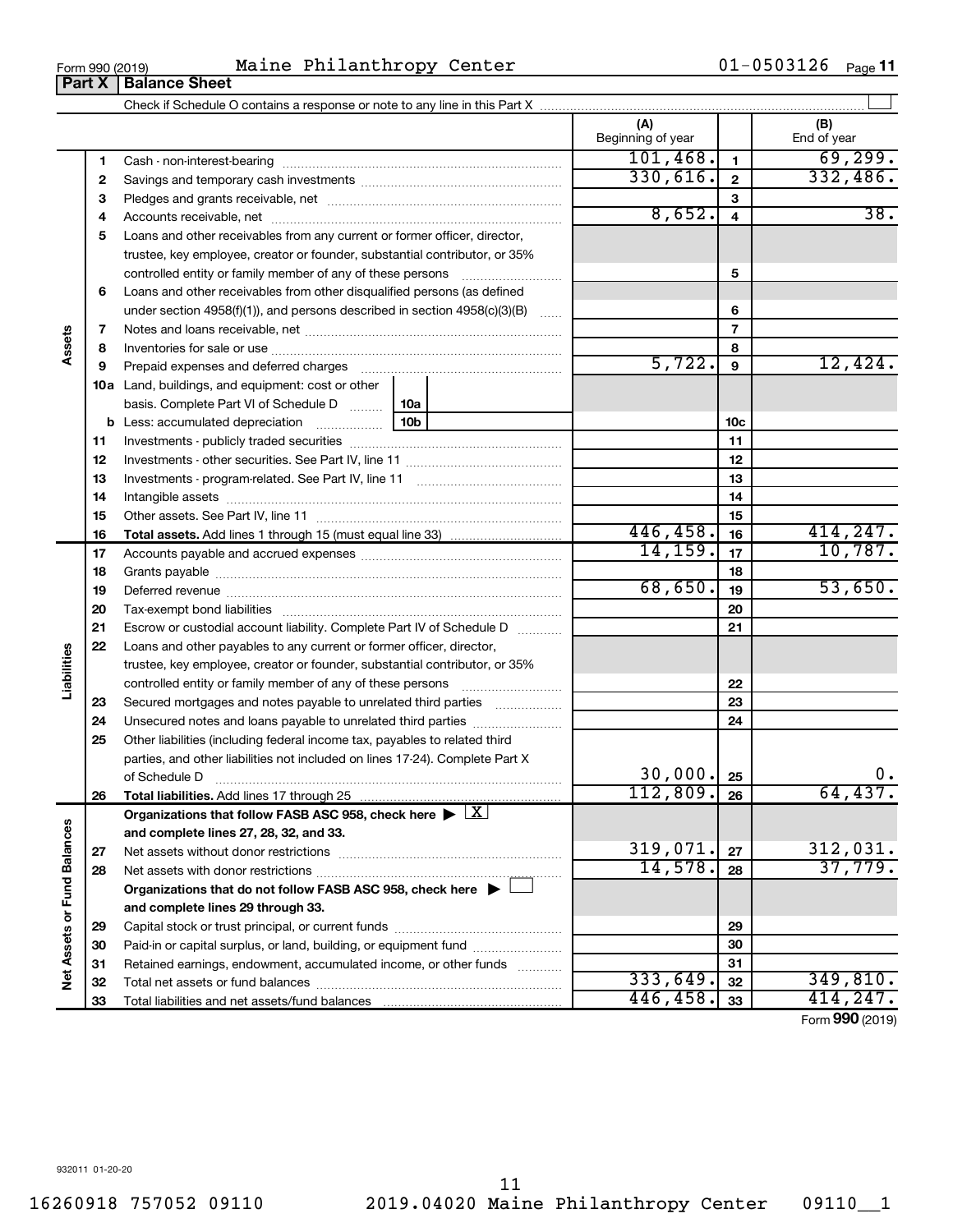Form 990 (2019) Maine Philanthropy Center 01-0503126 Page 11

## Part X Balance Sheet

Check if Schedule O contains a response or note to any line in this Part X

| | | | (A) Beginning of year | | (B) End of year |
|---|---|---|---|---|---|
| **Assets** | 1 | Cash - non-interest-bearing | 101,468. | 1 | 69,299. |
| | 2 | Savings and temporary cash investments | 330,616. | 2 | 332,486. |
| | 3 | Pledges and grants receivable, net | | 3 | |
| | 4 | Accounts receivable, net | 8,652. | 4 | 38. |
| | 5 | Loans and other receivables from any current or former officer, director, trustee, key employee, creator or founder, substantial contributor, or 35% controlled entity or family member of any of these persons | | 5 | |
| | 6 | Loans and other receivables from other disqualified persons (as defined under section 4958(f)(1)), and persons described in section 4958(c)(3)(B) | | 6 | |
| | 7 | Notes and loans receivable, net | | 7 | |
| | 8 | Inventories for sale or use | | 8 | |
| | 9 | Prepaid expenses and deferred charges | 5,722. | 9 | 12,424. |
| | 10a | Land, buildings, and equipment: cost or other basis. Complete Part VI of Schedule D — 10a | | | |
| | b | Less: accumulated depreciation — 10b | | 10c | |
| | 11 | Investments - publicly traded securities | | 11 | |
| | 12 | Investments - other securities. See Part IV, line 11 | | 12 | |
| | 13 | Investments - program-related. See Part IV, line 11 | | 13 | |
| | 14 | Intangible assets | | 14 | |
| | 15 | Other assets. See Part IV, line 11 | | 15 | |
| | 16 | **Total assets.** Add lines 1 through 15 (must equal line 33) | 446,458. | 16 | 414,247. |
| **Liabilities** | 17 | Accounts payable and accrued expenses | 14,159. | 17 | 10,787. |
| | 18 | Grants payable | | 18 | |
| | 19 | Deferred revenue | 68,650. | 19 | 53,650. |
| | 20 | Tax-exempt bond liabilities | | 20 | |
| | 21 | Escrow or custodial account liability. Complete Part IV of Schedule D | | 21 | |
| | 22 | Loans and other payables to any current or former officer, director, trustee, key employee, creator or founder, substantial contributor, or 35% controlled entity or family member of any of these persons | | 22 | |
| | 23 | Secured mortgages and notes payable to unrelated third parties | | 23 | |
| | 24 | Unsecured notes and loans payable to unrelated third parties | | 24 | |
| | 25 | Other liabilities (including federal income tax, payables to related third parties, and other liabilities not included on lines 17-24). Complete Part X of Schedule D | 30,000. | 25 | 0. |
| | 26 | **Total liabilities.** Add lines 17 through 25 | 112,809. | 26 | 64,437. |
| **Net Assets or Fund Balances** | | **Organizations that follow FASB ASC 958, check here ▶ [X] and complete lines 27, 28, 32, and 33.** | | | |
| | 27 | Net assets without donor restrictions | 319,071. | 27 | 312,031. |
| | 28 | Net assets with donor restrictions | 14,578. | 28 | 37,779. |
| | | **Organizations that do not follow FASB ASC 958, check here ▶ [ ] and complete lines 29 through 33.** | | | |
| | 29 | Capital stock or trust principal, or current funds | | 29 | |
| | 30 | Paid-in or capital surplus, or land, building, or equipment fund | | 30 | |
| | 31 | Retained earnings, endowment, accumulated income, or other funds | | 31 | |
| | 32 | Total net assets or fund balances | 333,649. | 32 | 349,810. |
| | 33 | Total liabilities and net assets/fund balances | 446,458. | 33 | 414,247. |

Form **990** (2019)

932011 01-20-20

16260918 757052 09110 2019.04020 Maine Philanthropy Center 09110__1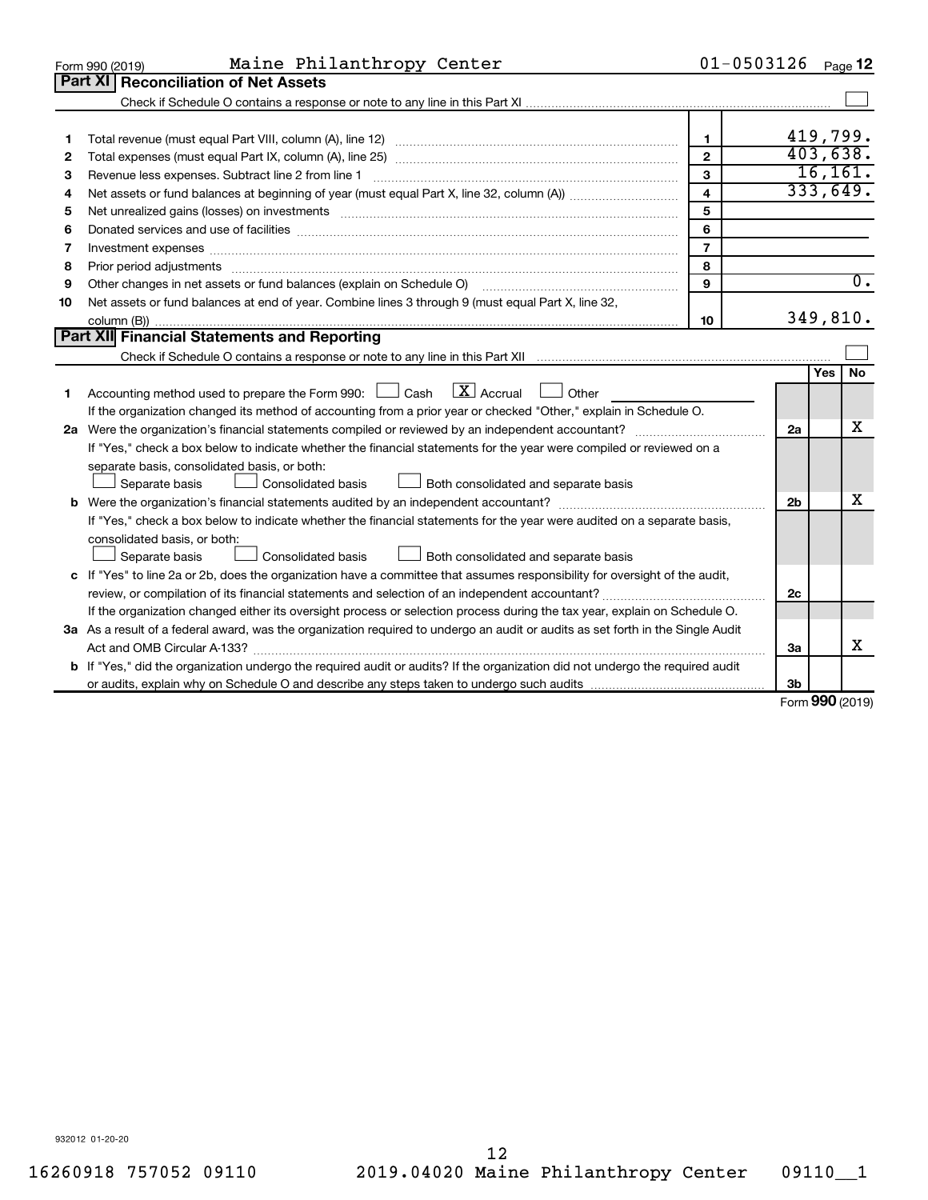Form 990 (2019) Maine Philanthropy Center 01-0503126 Page **12**

## Part XI Reconciliation of Net Assets

Check if Schedule O contains a response or note to any line in this Part XI ☐

| | | | |
|---|---|---|---|
| 1 | Total revenue (must equal Part VIII, column (A), line 12) | 1 | 419,799. |
| 2 | Total expenses (must equal Part IX, column (A), line 25) | 2 | 403,638. |
| 3 | Revenue less expenses. Subtract line 2 from line 1 | 3 | 16,161. |
| 4 | Net assets or fund balances at beginning of year (must equal Part X, line 32, column (A)) | 4 | 333,649. |
| 5 | Net unrealized gains (losses) on investments | 5 | |
| 6 | Donated services and use of facilities | 6 | |
| 7 | Investment expenses | 7 | |
| 8 | Prior period adjustments | 8 | |
| 9 | Other changes in net assets or fund balances (explain on Schedule O) | 9 | 0. |
| 10 | Net assets or fund balances at end of year. Combine lines 3 through 9 (must equal Part X, line 32, column (B)) | 10 | 349,810. |

## Part XII Financial Statements and Reporting

Check if Schedule O contains a response or note to any line in this Part XII ☐

| | | | Yes | No |
|---|---|---|---|---|
| 1 | Accounting method used to prepare the Form 990: ☐ Cash ☒ Accrual ☐ Other<br>If the organization changed its method of accounting from a prior year or checked "Other," explain in Schedule O. | | | |
| 2a | Were the organization's financial statements compiled or reviewed by an independent accountant?<br>If "Yes," check a box below to indicate whether the financial statements for the year were compiled or reviewed on a separate basis, consolidated basis, or both:<br>☐ Separate basis ☐ Consolidated basis ☐ Both consolidated and separate basis | 2a | | X |
| b | Were the organization's financial statements audited by an independent accountant?<br>If "Yes," check a box below to indicate whether the financial statements for the year were audited on a separate basis, consolidated basis, or both:<br>☐ Separate basis ☐ Consolidated basis ☐ Both consolidated and separate basis | 2b | | X |
| c | If "Yes" to line 2a or 2b, does the organization have a committee that assumes responsibility for oversight of the audit, review, or compilation of its financial statements and selection of an independent accountant?<br>If the organization changed either its oversight process or selection process during the tax year, explain on Schedule O. | 2c | | |
| 3a | As a result of a federal award, was the organization required to undergo an audit or audits as set forth in the Single Audit Act and OMB Circular A-133? | 3a | | X |
| b | If "Yes," did the organization undergo the required audit or audits? If the organization did not undergo the required audit or audits, explain why on Schedule O and describe any steps taken to undergo such audits | 3b | | |

Form **990** (2019)

932012 01-20-20

16260918 757052 09110 2019.04020 Maine Philanthropy Center 09110__1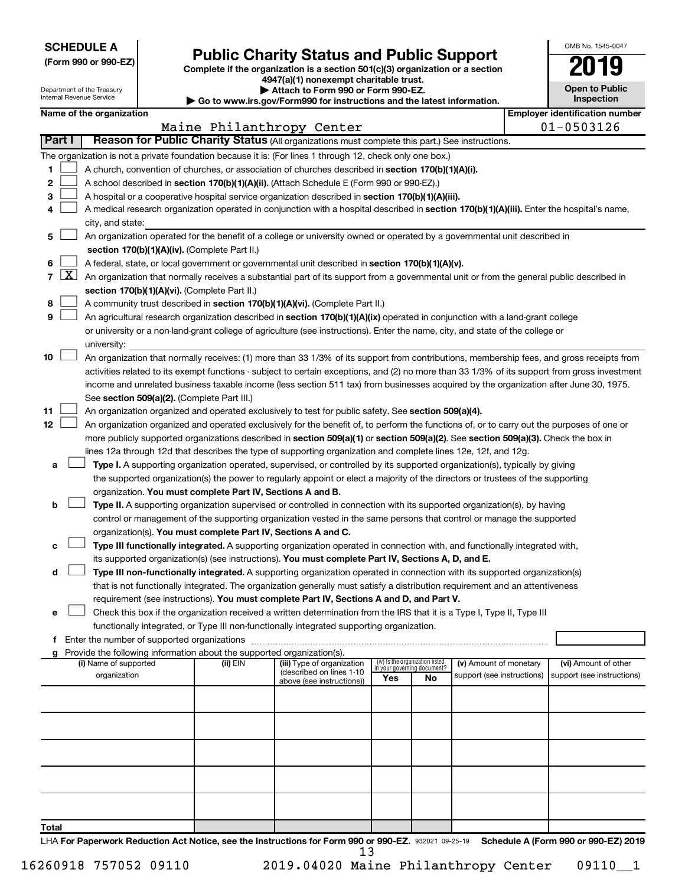**SCHEDULE A**
**(Form 990 or 990-EZ)**

Department of the Treasury
Internal Revenue Service

# Public Charity Status and Public Support

**Complete if the organization is a section 501(c)(3) organization or a section 4947(a)(1) nonexempt charitable trust.**
**▶ Attach to Form 990 or Form 990-EZ.**
**▶ Go to www.irs.gov/Form990 for instructions and the latest information.**

OMB No. 1545-0047

**2019**

**Open to Public Inspection**

**Name of the organization:** Maine Philanthropy Center
**Employer identification number:** 01-0503126

## Part I Reason for Public Charity Status (All organizations must complete this part.) See instructions.

The organization is not a private foundation because it is: (For lines 1 through 12, check only one box.)

1. [ ] A church, convention of churches, or association of churches described in **section 170(b)(1)(A)(i).**
2. [ ] A school described in **section 170(b)(1)(A)(ii).** (Attach Schedule E (Form 990 or 990-EZ).)
3. [ ] A hospital or a cooperative hospital service organization described in **section 170(b)(1)(A)(iii).**
4. [ ] A medical research organization operated in conjunction with a hospital described in **section 170(b)(1)(A)(iii).** Enter the hospital's name, city, and state:
5. [ ] An organization operated for the benefit of a college or university owned or operated by a governmental unit described in **section 170(b)(1)(A)(iv).** (Complete Part II.)
6. [ ] A federal, state, or local government or governmental unit described in **section 170(b)(1)(A)(v).**
7. [X] An organization that normally receives a substantial part of its support from a governmental unit or from the general public described in **section 170(b)(1)(A)(vi).** (Complete Part II.)
8. [ ] A community trust described in **section 170(b)(1)(A)(vi).** (Complete Part II.)
9. [ ] An agricultural research organization described in **section 170(b)(1)(A)(ix)** operated in conjunction with a land-grant college or university or a non-land-grant college of agriculture (see instructions). Enter the name, city, and state of the college or university:
10. [ ] An organization that normally receives: (1) more than 33 1/3% of its support from contributions, membership fees, and gross receipts from activities related to its exempt functions - subject to certain exceptions, and (2) no more than 33 1/3% of its support from gross investment income and unrelated business taxable income (less section 511 tax) from businesses acquired by the organization after June 30, 1975. See **section 509(a)(2).** (Complete Part III.)
11. [ ] An organization organized and operated exclusively to test for public safety. See **section 509(a)(4).**
12. [ ] An organization organized and operated exclusively for the benefit of, to perform the functions of, or to carry out the purposes of one or more publicly supported organizations described in **section 509(a)(1)** or **section 509(a)(2)**. See **section 509(a)(3).** Check the box in lines 12a through 12d that describes the type of supporting organization and complete lines 12e, 12f, and 12g.
   - **a** [ ] **Type I.** A supporting organization operated, supervised, or controlled by its supported organization(s), typically by giving the supported organization(s) the power to regularly appoint or elect a majority of the directors or trustees of the supporting organization. **You must complete Part IV, Sections A and B.**
   - **b** [ ] **Type II.** A supporting organization supervised or controlled in connection with its supported organization(s), by having control or management of the supporting organization vested in the same persons that control or manage the supported organization(s). **You must complete Part IV, Sections A and C.**
   - **c** [ ] **Type III functionally integrated.** A supporting organization operated in connection with, and functionally integrated with, its supported organization(s) (see instructions). **You must complete Part IV, Sections A, D, and E.**
   - **d** [ ] **Type III non-functionally integrated.** A supporting organization operated in connection with its supported organization(s) that is not functionally integrated. The organization generally must satisfy a distribution requirement and an attentiveness requirement (see instructions). **You must complete Part IV, Sections A and D, and Part V.**
   - **e** [ ] Check this box if the organization received a written determination from the IRS that it is a Type I, Type II, Type III functionally integrated, or Type III non-functionally integrated supporting organization.
   - **f** Enter the number of supported organizations
   - **g** Provide the following information about the supported organization(s).

| (i) Name of supported organization | (ii) EIN | (iii) Type of organization (described on lines 1-10 above (see instructions)) | (iv) Is the organization listed in your governing document? Yes | No | (v) Amount of monetary support (see instructions) | (vi) Amount of other support (see instructions) |
|---|---|---|---|---|---|---|
| | | | | | | |
| | | | | | | |
| | | | | | | |
| | | | | | | |
| | | | | | | |
| **Total** | | | | | | |

LHA **For Paperwork Reduction Act Notice, see the Instructions for Form 990 or 990-EZ.** 932021 09-25-19 **Schedule A (Form 990 or 990-EZ) 2019**

16260918 757052 09110 2019.04020 Maine Philanthropy Center 09110__1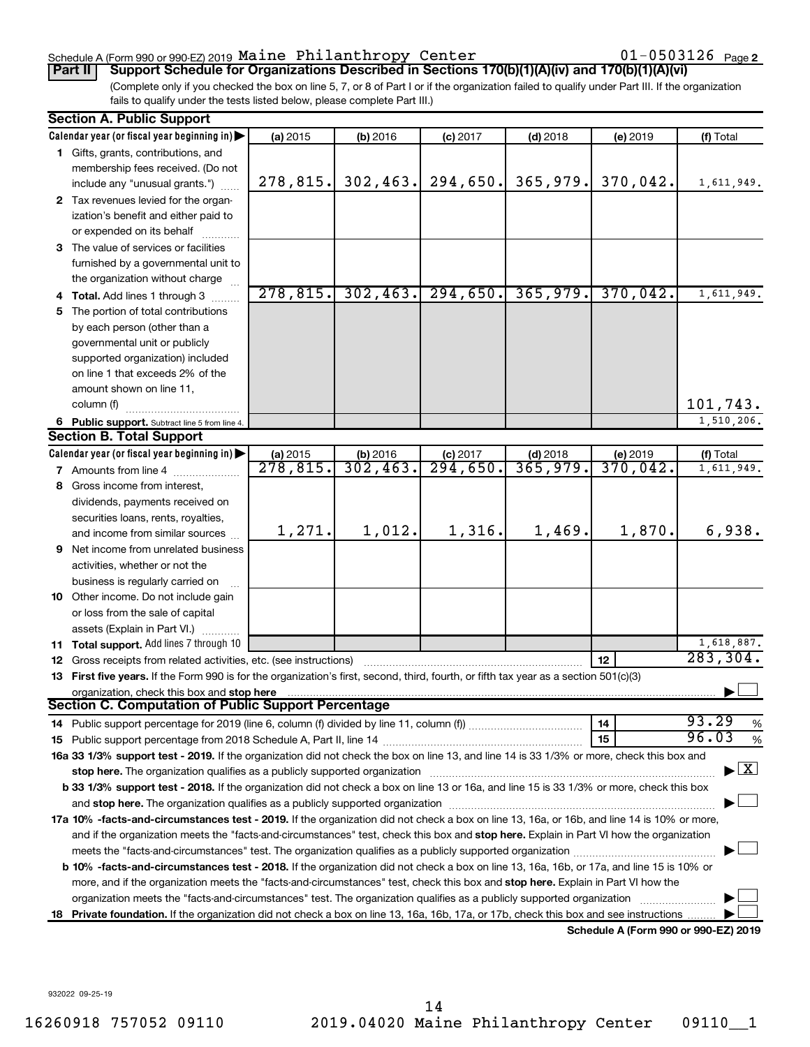Schedule A (Form 990 or 990-EZ) 2019 Maine Philanthropy Center 01-0503126 Page 2

**Part II Support Schedule for Organizations Described in Sections 170(b)(1)(A)(iv) and 170(b)(1)(A)(vi)**

(Complete only if you checked the box on line 5, 7, or 8 of Part I or if the organization failed to qualify under Part III. If the organization fails to qualify under the tests listed below, please complete Part III.)

**Section A. Public Support**

| Calendar year (or fiscal year beginning in) | (a) 2015 | (b) 2016 | (c) 2017 | (d) 2018 | (e) 2019 | (f) Total |
|---|---|---|---|---|---|---|
| 1 Gifts, grants, contributions, and membership fees received. (Do not include any "unusual grants.") | 278,815. | 302,463. | 294,650. | 365,979. | 370,042. | 1,611,949. |
| 2 Tax revenues levied for the organization's benefit and either paid to or expended on its behalf | | | | | | |
| 3 The value of services or facilities furnished by a governmental unit to the organization without charge | | | | | | |
| 4 **Total.** Add lines 1 through 3 | 278,815. | 302,463. | 294,650. | 365,979. | 370,042. | 1,611,949. |
| 5 The portion of total contributions by each person (other than a governmental unit or publicly supported organization) included on line 1 that exceeds 2% of the amount shown on line 11, column (f) | | | | | | 101,743. |
| 6 **Public support.** Subtract line 5 from line 4. | | | | | | 1,510,206. |

**Section B. Total Support**

| Calendar year (or fiscal year beginning in) | (a) 2015 | (b) 2016 | (c) 2017 | (d) 2018 | (e) 2019 | (f) Total |
|---|---|---|---|---|---|---|
| 7 Amounts from line 4 | 278,815. | 302,463. | 294,650. | 365,979. | 370,042. | 1,611,949. |
| 8 Gross income from interest, dividends, payments received on securities loans, rents, royalties, and income from similar sources | 1,271. | 1,012. | 1,316. | 1,469. | 1,870. | 6,938. |
| 9 Net income from unrelated business activities, whether or not the business is regularly carried on | | | | | | |
| 10 Other income. Do not include gain or loss from the sale of capital assets (Explain in Part VI.) | | | | | | |
| 11 **Total support.** Add lines 7 through 10 | | | | | | 1,618,887. |

12 Gross receipts from related activities, etc. (see instructions) | 12 | 283,304.

13 **First five years.** If the Form 990 is for the organization's first, second, third, fourth, or fifth tax year as a section 501(c)(3) organization, check this box and **stop here** ☐

**Section C. Computation of Public Support Percentage**

14 Public support percentage for 2019 (line 6, column (f) divided by line 11, column (f)) | 14 | 93.29 %

15 Public support percentage from 2018 Schedule A, Part II, line 14 | 15 | 96.03 %

**16a 33 1/3% support test - 2019.** If the organization did not check the box on line 13, and line 14 is 33 1/3% or more, check this box and **stop here.** The organization qualifies as a publicly supported organization ☒

**b 33 1/3% support test - 2018.** If the organization did not check a box on line 13 or 16a, and line 15 is 33 1/3% or more, check this box and **stop here.** The organization qualifies as a publicly supported organization ☐

**17a 10% -facts-and-circumstances test - 2019.** If the organization did not check a box on line 13, 16a, or 16b, and line 14 is 10% or more, and if the organization meets the "facts-and-circumstances" test, check this box and **stop here.** Explain in Part VI how the organization meets the "facts-and-circumstances" test. The organization qualifies as a publicly supported organization ☐

**b 10% -facts-and-circumstances test - 2018.** If the organization did not check a box on line 13, 16a, 16b, or 17a, and line 15 is 10% or more, and if the organization meets the "facts-and-circumstances" test, check this box and **stop here.** Explain in Part VI how the organization meets the "facts-and-circumstances" test. The organization qualifies as a publicly supported organization ☐

**18 Private foundation.** If the organization did not check a box on line 13, 16a, 16b, 17a, or 17b, check this box and see instructions ☐

**Schedule A (Form 990 or 990-EZ) 2019**

932022 09-25-19

16260918 757052 09110 2019.04020 Maine Philanthropy Center 09110__1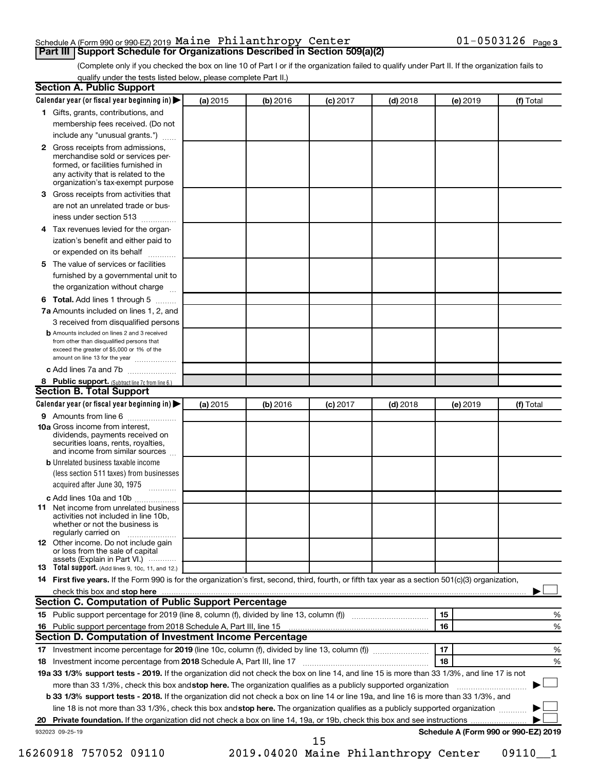Schedule A (Form 990 or 990-EZ) 2019 Maine Philanthropy Center 01-0503126 Page 3

## Part III Support Schedule for Organizations Described in Section 509(a)(2)

(Complete only if you checked the box on line 10 of Part I or if the organization failed to qualify under Part II. If the organization fails to qualify under the tests listed below, please complete Part II.)

### Section A. Public Support

| Calendar year (or fiscal year beginning in) ▶ | (a) 2015 | (b) 2016 | (c) 2017 | (d) 2018 | (e) 2019 | (f) Total |
|---|---|---|---|---|---|---|
| **1** Gifts, grants, contributions, and membership fees received. (Do not include any "unusual grants.") | | | | | | |
| **2** Gross receipts from admissions, merchandise sold or services performed, or facilities furnished in any activity that is related to the organization's tax-exempt purpose | | | | | | |
| **3** Gross receipts from activities that are not an unrelated trade or business under section 513 | | | | | | |
| **4** Tax revenues levied for the organization's benefit and either paid to or expended on its behalf | | | | | | |
| **5** The value of services or facilities furnished by a governmental unit to the organization without charge | | | | | | |
| **6 Total.** Add lines 1 through 5 | | | | | | |
| **7a** Amounts included on lines 1, 2, and 3 received from disqualified persons | | | | | | |
| **b** Amounts included on lines 2 and 3 received from other than disqualified persons that exceed the greater of $5,000 or 1% of the amount on line 13 for the year | | | | | | |
| **c** Add lines 7a and 7b | | | | | | |
| **8 Public support.** (Subtract line 7c from line 6.) | | | | | | |

### Section B. Total Support

| Calendar year (or fiscal year beginning in) ▶ | (a) 2015 | (b) 2016 | (c) 2017 | (d) 2018 | (e) 2019 | (f) Total |
|---|---|---|---|---|---|---|
| **9** Amounts from line 6 | | | | | | |
| **10a** Gross income from interest, dividends, payments received on securities loans, rents, royalties, and income from similar sources | | | | | | |
| **b** Unrelated business taxable income (less section 511 taxes) from businesses acquired after June 30, 1975 | | | | | | |
| **c** Add lines 10a and 10b | | | | | | |
| **11** Net income from unrelated business activities not included in line 10b, whether or not the business is regularly carried on | | | | | | |
| **12** Other income. Do not include gain or loss from the sale of capital assets (Explain in Part VI.) | | | | | | |
| **13 Total support.** (Add lines 9, 10c, 11, and 12.) | | | | | | |

**14 First five years.** If the Form 990 is for the organization's first, second, third, fourth, or fifth tax year as a section 501(c)(3) organization, check this box and **stop here** ▶ ☐

### Section C. Computation of Public Support Percentage

| | | |
|---|---|---|
| **15** Public support percentage for 2019 (line 8, column (f), divided by line 13, column (f)) | 15 | % |
| **16** Public support percentage from 2018 Schedule A, Part III, line 15 | 16 | % |

### Section D. Computation of Investment Income Percentage

| | | |
|---|---|---|
| **17** Investment income percentage for **2019** (line 10c, column (f), divided by line 13, column (f)) | 17 | % |
| **18** Investment income percentage from **2018** Schedule A, Part III, line 17 | 18 | % |

**19a 33 1/3% support tests - 2019.** If the organization did not check the box on line 14, and line 15 is more than 33 1/3%, and line 17 is not more than 33 1/3%, check this box and **stop here.** The organization qualifies as a publicly supported organization ▶ ☐

**b 33 1/3% support tests - 2018.** If the organization did not check a box on line 14 or line 19a, and line 16 is more than 33 1/3%, and line 18 is not more than 33 1/3%, check this box and **stop here.** The organization qualifies as a publicly supported organization ▶ ☐

**20 Private foundation.** If the organization did not check a box on line 14, 19a, or 19b, check this box and see instructions ▶ ☐

932023 09-25-19 **Schedule A (Form 990 or 990-EZ) 2019**

16260918 757052 09110 2019.04020 Maine Philanthropy Center 09110__1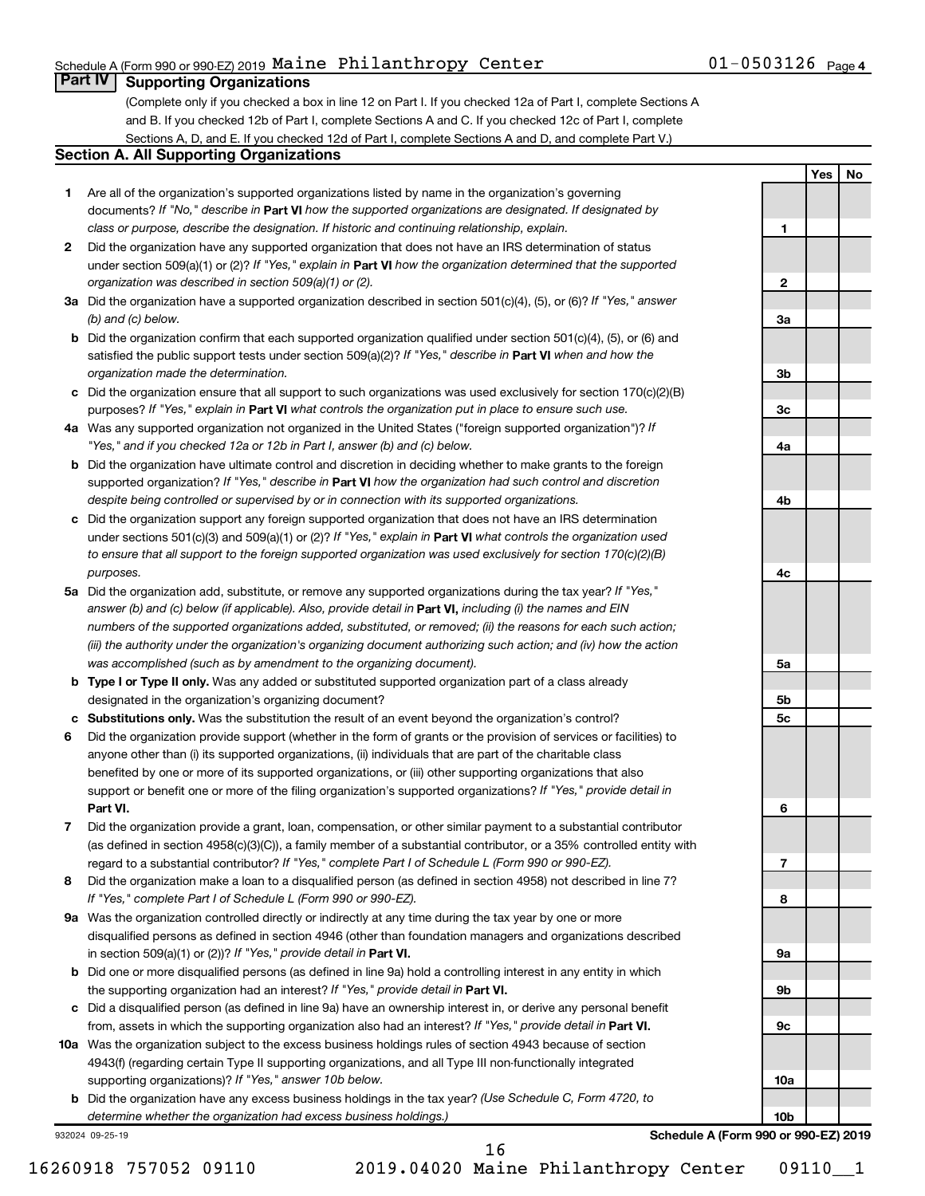## Part IV Supporting Organizations

(Complete only if you checked a box in line 12 on Part I. If you checked 12a of Part I, complete Sections A and B. If you checked 12b of Part I, complete Sections A and C. If you checked 12c of Part I, complete Sections A, D, and E. If you checked 12d of Part I, complete Sections A and D, and complete Part V.)

### Section A. All Supporting Organizations

| | | | Yes | No |
|---|---|---|---|---|
| **1** | Are all of the organization's supported organizations listed by name in the organization's governing documents? *If "No," describe in* **Part VI** *how the supported organizations are designated. If designated by class or purpose, describe the designation. If historic and continuing relationship, explain.* | 1 | | |
| **2** | Did the organization have any supported organization that does not have an IRS determination of status under section 509(a)(1) or (2)? *If "Yes," explain in* **Part VI** *how the organization determined that the supported organization was described in section 509(a)(1) or (2).* | 2 | | |
| **3a** | Did the organization have a supported organization described in section 501(c)(4), (5), or (6)? *If "Yes," answer (b) and (c) below.* | 3a | | |
| **b** | Did the organization confirm that each supported organization qualified under section 501(c)(4), (5), or (6) and satisfied the public support tests under section 509(a)(2)? *If "Yes," describe in* **Part VI** *when and how the organization made the determination.* | 3b | | |
| **c** | Did the organization ensure that all support to such organizations was used exclusively for section 170(c)(2)(B) purposes? *If "Yes," explain in* **Part VI** *what controls the organization put in place to ensure such use.* | 3c | | |
| **4a** | Was any supported organization not organized in the United States ("foreign supported organization")? *If "Yes," and if you checked 12a or 12b in Part I, answer (b) and (c) below.* | 4a | | |
| **b** | Did the organization have ultimate control and discretion in deciding whether to make grants to the foreign supported organization? *If "Yes," describe in* **Part VI** *how the organization had such control and discretion despite being controlled or supervised by or in connection with its supported organizations.* | 4b | | |
| **c** | Did the organization support any foreign supported organization that does not have an IRS determination under sections 501(c)(3) and 509(a)(1) or (2)? *If "Yes," explain in* **Part VI** *what controls the organization used to ensure that all support to the foreign supported organization was used exclusively for section 170(c)(2)(B) purposes.* | 4c | | |
| **5a** | Did the organization add, substitute, or remove any supported organizations during the tax year? *If "Yes," answer (b) and (c) below (if applicable). Also, provide detail in* **Part VI,** *including (i) the names and EIN numbers of the supported organizations added, substituted, or removed; (ii) the reasons for each such action; (iii) the authority under the organization's organizing document authorizing such action; and (iv) how the action was accomplished (such as by amendment to the organizing document).* | 5a | | |
| **b** | **Type I or Type II only.** Was any added or substituted supported organization part of a class already designated in the organization's organizing document? | 5b | | |
| **c** | **Substitutions only.** Was the substitution the result of an event beyond the organization's control? | 5c | | |
| **6** | Did the organization provide support (whether in the form of grants or the provision of services or facilities) to anyone other than (i) its supported organizations, (ii) individuals that are part of the charitable class benefited by one or more of its supported organizations, or (iii) other supporting organizations that also support or benefit one or more of the filing organization's supported organizations? *If "Yes," provide detail in* **Part VI.** | 6 | | |
| **7** | Did the organization provide a grant, loan, compensation, or other similar payment to a substantial contributor (as defined in section 4958(c)(3)(C)), a family member of a substantial contributor, or a 35% controlled entity with regard to a substantial contributor? *If "Yes," complete Part I of Schedule L (Form 990 or 990-EZ).* | 7 | | |
| **8** | Did the organization make a loan to a disqualified person (as defined in section 4958) not described in line 7? *If "Yes," complete Part I of Schedule L (Form 990 or 990-EZ).* | 8 | | |
| **9a** | Was the organization controlled directly or indirectly at any time during the tax year by one or more disqualified persons as defined in section 4946 (other than foundation managers and organizations described in section 509(a)(1) or (2))? *If "Yes," provide detail in* **Part VI.** | 9a | | |
| **b** | Did one or more disqualified persons (as defined in line 9a) hold a controlling interest in any entity in which the supporting organization had an interest? *If "Yes," provide detail in* **Part VI.** | 9b | | |
| **c** | Did a disqualified person (as defined in line 9a) have an ownership interest in, or derive any personal benefit from, assets in which the supporting organization also had an interest? *If "Yes," provide detail in* **Part VI.** | 9c | | |
| **10a** | Was the organization subject to the excess business holdings rules of section 4943 because of section 4943(f) (regarding certain Type II supporting organizations, and all Type III non-functionally integrated supporting organizations)? *If "Yes," answer 10b below.* | 10a | | |
| **b** | Did the organization have any excess business holdings in the tax year? *(Use Schedule C, Form 4720, to determine whether the organization had excess business holdings.)* | 10b | | |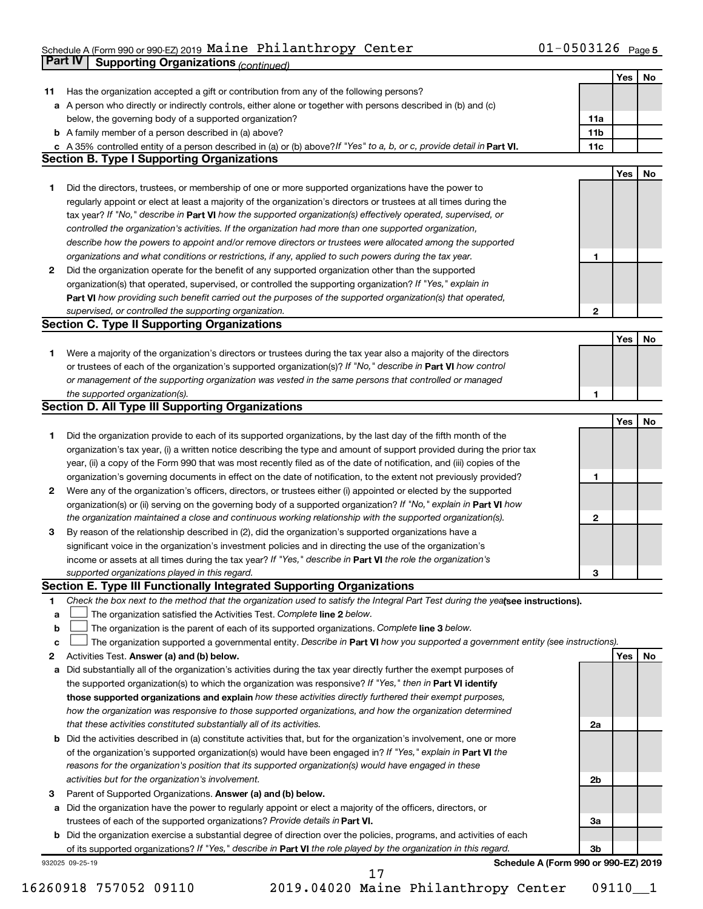Schedule A (Form 990 or 990-EZ) 2019 Maine Philanthropy Center 01-0503126 Page 5

**Part IV | Supporting Organizations** *(continued)*

| | | | Yes | No |
|---|---|---|---|---|
| **11** | Has the organization accepted a gift or contribution from any of the following persons? | | | |
| **a** | A person who directly or indirectly controls, either alone or together with persons described in (b) and (c) below, the governing body of a supported organization? | **11a** | | |
| **b** | A family member of a person described in (a) above? | **11b** | | |
| **c** | A 35% controlled entity of a person described in (a) or (b) above? *If "Yes" to a, b, or c, provide detail in* **Part VI.** | **11c** | | |

## Section B. Type I Supporting Organizations

| | | | Yes | No |
|---|---|---|---|---|
| **1** | Did the directors, trustees, or membership of one or more supported organizations have the power to regularly appoint or elect at least a majority of the organization's directors or trustees at all times during the tax year? *If "No," describe in* **Part VI** *how the supported organization(s) effectively operated, supervised, or controlled the organization's activities. If the organization had more than one supported organization, describe how the powers to appoint and/or remove directors or trustees were allocated among the supported organizations and what conditions or restrictions, if any, applied to such powers during the tax year.* | **1** | | |
| **2** | Did the organization operate for the benefit of any supported organization other than the supported organization(s) that operated, supervised, or controlled the supporting organization? *If "Yes," explain in* **Part VI** *how providing such benefit carried out the purposes of the supported organization(s) that operated, supervised, or controlled the supporting organization.* | **2** | | |

## Section C. Type II Supporting Organizations

| | | | Yes | No |
|---|---|---|---|---|
| **1** | Were a majority of the organization's directors or trustees during the tax year also a majority of the directors or trustees of each of the organization's supported organization(s)? *If "No," describe in* **Part VI** *how control or management of the supporting organization was vested in the same persons that controlled or managed the supported organization(s).* | **1** | | |

## Section D. All Type III Supporting Organizations

| | | | Yes | No |
|---|---|---|---|---|
| **1** | Did the organization provide to each of its supported organizations, by the last day of the fifth month of the organization's tax year, (i) a written notice describing the type and amount of support provided during the prior tax year, (ii) a copy of the Form 990 that was most recently filed as of the date of notification, and (iii) copies of the organization's governing documents in effect on the date of notification, to the extent not previously provided? | **1** | | |
| **2** | Were any of the organization's officers, directors, or trustees either (i) appointed or elected by the supported organization(s) or (ii) serving on the governing body of a supported organization? *If "No," explain in* **Part VI** *how the organization maintained a close and continuous working relationship with the supported organization(s).* | **2** | | |
| **3** | By reason of the relationship described in (2), did the organization's supported organizations have a significant voice in the organization's investment policies and in directing the use of the organization's income or assets at all times during the tax year? *If "Yes," describe in* **Part VI** *the role the organization's supported organizations played in this regard.* | **3** | | |

## Section E. Type III Functionally Integrated Supporting Organizations

**1** *Check the box next to the method that the organization used to satisfy the Integral Part Test during the year* **(see instructions).**

- **a** ☐ The organization satisfied the Activities Test. *Complete* **line 2** *below.*
- **b** ☐ The organization is the parent of each of its supported organizations. *Complete* **line 3** *below.*
- **c** ☐ The organization supported a governmental entity. *Describe in* **Part VI** *how you supported a government entity (see instructions).*

| | | | Yes | No |
|---|---|---|---|---|
| **2** | Activities Test. **Answer (a) and (b) below.** | | | |
| **a** | Did substantially all of the organization's activities during the tax year directly further the exempt purposes of the supported organization(s) to which the organization was responsive? *If "Yes," then in* **Part VI identify those supported organizations and explain** *how these activities directly furthered their exempt purposes, how the organization was responsive to those supported organizations, and how the organization determined that these activities constituted substantially all of its activities.* | **2a** | | |
| **b** | Did the activities described in (a) constitute activities that, but for the organization's involvement, one or more of the organization's supported organization(s) would have been engaged in? *If "Yes," explain in* **Part VI** *the reasons for the organization's position that its supported organization(s) would have engaged in these activities but for the organization's involvement.* | **2b** | | |
| **3** | Parent of Supported Organizations. **Answer (a) and (b) below.** | | | |
| **a** | Did the organization have the power to regularly appoint or elect a majority of the officers, directors, or trustees of each of the supported organizations? *Provide details in* **Part VI.** | **3a** | | |
| **b** | Did the organization exercise a substantial degree of direction over the policies, programs, and activities of each of its supported organizations? *If "Yes," describe in* **Part VI** *the role played by the organization in this regard.* | **3b** | | |

932025 09-25-19 **Schedule A (Form 990 or 990-EZ) 2019**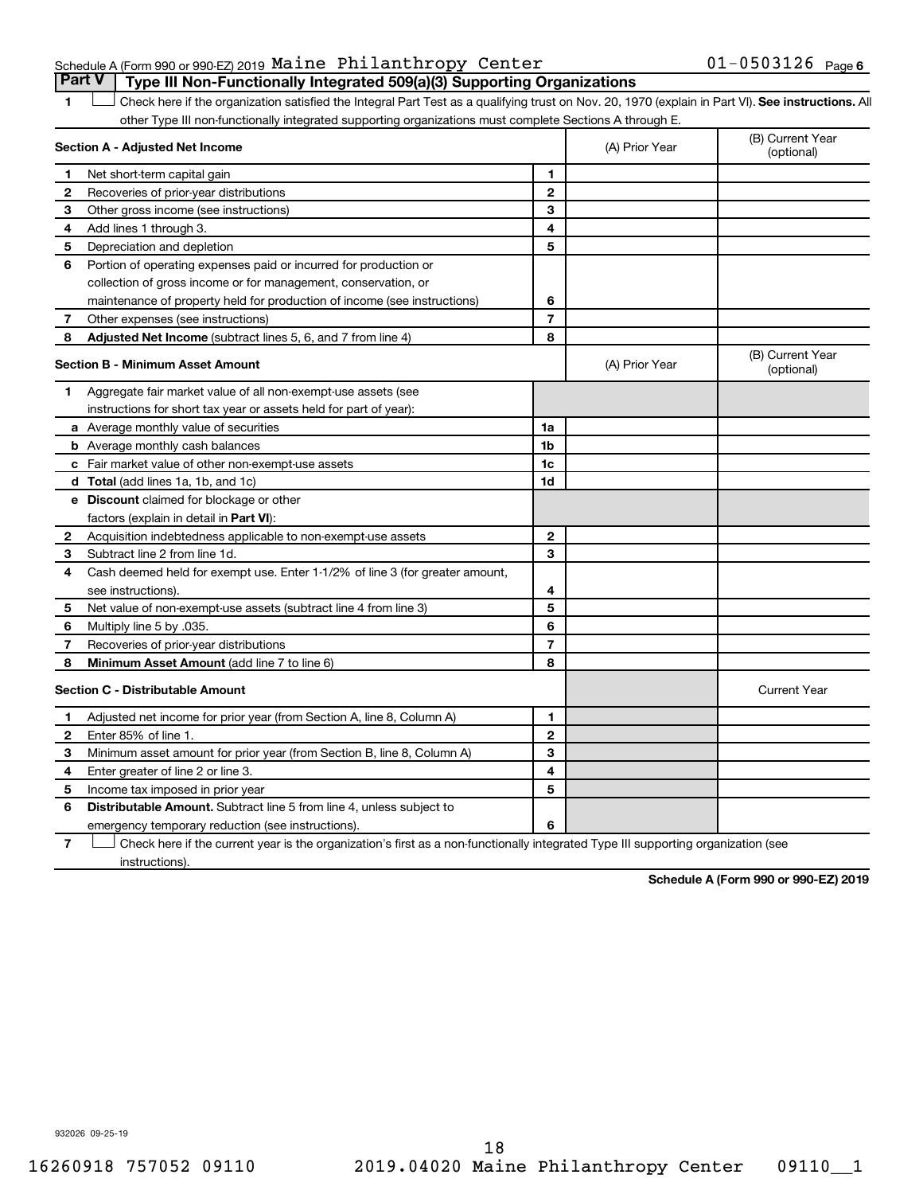Schedule A (Form 990 or 990-EZ) 2019 Maine Philanthropy Center 01-0503126 Page 6

## Part V Type III Non-Functionally Integrated 509(a)(3) Supporting Organizations

1 ☐ Check here if the organization satisfied the Integral Part Test as a qualifying trust on Nov. 20, 1970 (explain in Part VI). **See instructions.** All other Type III non-functionally integrated supporting organizations must complete Sections A through E.

| **Section A - Adjusted Net Income** | | | (A) Prior Year | (B) Current Year (optional) |
|---|---|---|---|---|
| 1 | Net short-term capital gain | 1 | | |
| 2 | Recoveries of prior-year distributions | 2 | | |
| 3 | Other gross income (see instructions) | 3 | | |
| 4 | Add lines 1 through 3. | 4 | | |
| 5 | Depreciation and depletion | 5 | | |
| 6 | Portion of operating expenses paid or incurred for production or collection of gross income or for management, conservation, or maintenance of property held for production of income (see instructions) | 6 | | |
| 7 | Other expenses (see instructions) | 7 | | |
| 8 | **Adjusted Net Income** (subtract lines 5, 6, and 7 from line 4) | 8 | | |

| **Section B - Minimum Asset Amount** | | | (A) Prior Year | (B) Current Year (optional) |
|---|---|---|---|---|
| 1 | Aggregate fair market value of all non-exempt-use assets (see instructions for short tax year or assets held for part of year): | | | |
| a | Average monthly value of securities | 1a | | |
| b | Average monthly cash balances | 1b | | |
| c | Fair market value of other non-exempt-use assets | 1c | | |
| d | **Total** (add lines 1a, 1b, and 1c) | 1d | | |
| e | **Discount** claimed for blockage or other factors (explain in detail in **Part VI**): | | | |
| 2 | Acquisition indebtedness applicable to non-exempt-use assets | 2 | | |
| 3 | Subtract line 2 from line 1d. | 3 | | |
| 4 | Cash deemed held for exempt use. Enter 1-1/2% of line 3 (for greater amount, see instructions). | 4 | | |
| 5 | Net value of non-exempt-use assets (subtract line 4 from line 3) | 5 | | |
| 6 | Multiply line 5 by .035. | 6 | | |
| 7 | Recoveries of prior-year distributions | 7 | | |
| 8 | **Minimum Asset Amount** (add line 7 to line 6) | 8 | | |

| **Section C - Distributable Amount** | | | | Current Year |
|---|---|---|---|---|
| 1 | Adjusted net income for prior year (from Section A, line 8, Column A) | 1 | | |
| 2 | Enter 85% of line 1. | 2 | | |
| 3 | Minimum asset amount for prior year (from Section B, line 8, Column A) | 3 | | |
| 4 | Enter greater of line 2 or line 3. | 4 | | |
| 5 | Income tax imposed in prior year | 5 | | |
| 6 | **Distributable Amount.** Subtract line 5 from line 4, unless subject to emergency temporary reduction (see instructions). | 6 | | |

7 ☐ Check here if the current year is the organization's first as a non-functionally integrated Type III supporting organization (see instructions).

**Schedule A (Form 990 or 990-EZ) 2019**

932026 09-25-19

16260918 757052 09110 2019.04020 Maine Philanthropy Center 09110__1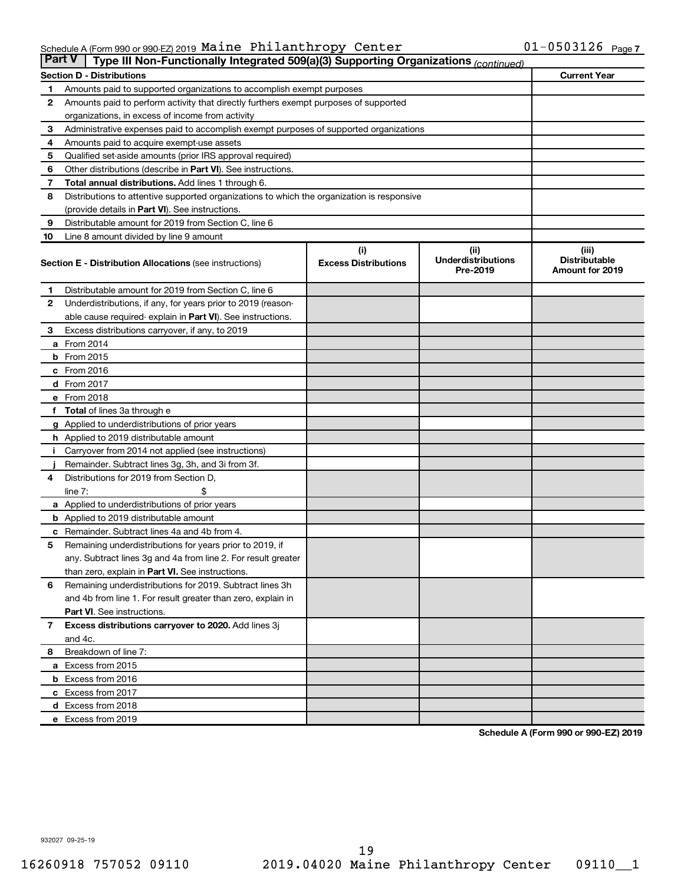Schedule A (Form 990 or 990-EZ) 2019 Maine Philanthropy Center 01-0503126 Page 7

## Part V Type III Non-Functionally Integrated 509(a)(3) Supporting Organizations *(continued)*

| Section D - Distributions | | Current Year |
|---|---|---|
| 1 | Amounts paid to supported organizations to accomplish exempt purposes | |
| 2 | Amounts paid to perform activity that directly furthers exempt purposes of supported organizations, in excess of income from activity | |
| 3 | Administrative expenses paid to accomplish exempt purposes of supported organizations | |
| 4 | Amounts paid to acquire exempt-use assets | |
| 5 | Qualified set-aside amounts (prior IRS approval required) | |
| 6 | Other distributions (describe in **Part VI**). See instructions. | |
| 7 | **Total annual distributions.** Add lines 1 through 6. | |
| 8 | Distributions to attentive supported organizations to which the organization is responsive (provide details in **Part VI**). See instructions. | |
| 9 | Distributable amount for 2019 from Section C, line 6 | |
| 10 | Line 8 amount divided by line 9 amount | |

| | **Section E - Distribution Allocations** (see instructions) | (i) Excess Distributions | (ii) Underdistributions Pre-2019 | (iii) Distributable Amount for 2019 |
|---|---|---|---|---|
| 1 | Distributable amount for 2019 from Section C, line 6 | | | |
| 2 | Underdistributions, if any, for years prior to 2019 (reasonable cause required- explain in **Part VI**). See instructions. | | | |
| 3 | Excess distributions carryover, if any, to 2019 | | | |
| a | From 2014 | | | |
| b | From 2015 | | | |
| c | From 2016 | | | |
| d | From 2017 | | | |
| e | From 2018 | | | |
| f | **Total** of lines 3a through e | | | |
| g | Applied to underdistributions of prior years | | | |
| h | Applied to 2019 distributable amount | | | |
| i | Carryover from 2014 not applied (see instructions) | | | |
| j | Remainder. Subtract lines 3g, 3h, and 3i from 3f. | | | |
| 4 | Distributions for 2019 from Section D, line 7: $ | | | |
| a | Applied to underdistributions of prior years | | | |
| b | Applied to 2019 distributable amount | | | |
| c | Remainder. Subtract lines 4a and 4b from 4. | | | |
| 5 | Remaining underdistributions for years prior to 2019, if any. Subtract lines 3g and 4a from line 2. For result greater than zero, explain in **Part VI.** See instructions. | | | |
| 6 | Remaining underdistributions for 2019. Subtract lines 3h and 4b from line 1. For result greater than zero, explain in **Part VI**. See instructions. | | | |
| 7 | **Excess distributions carryover to 2020.** Add lines 3j and 4c. | | | |
| 8 | Breakdown of line 7: | | | |
| a | Excess from 2015 | | | |
| b | Excess from 2016 | | | |
| c | Excess from 2017 | | | |
| d | Excess from 2018 | | | |
| e | Excess from 2019 | | | |

**Schedule A (Form 990 or 990-EZ) 2019**

932027 09-25-19

16260918 757052 09110 2019.04020 Maine Philanthropy Center 09110__1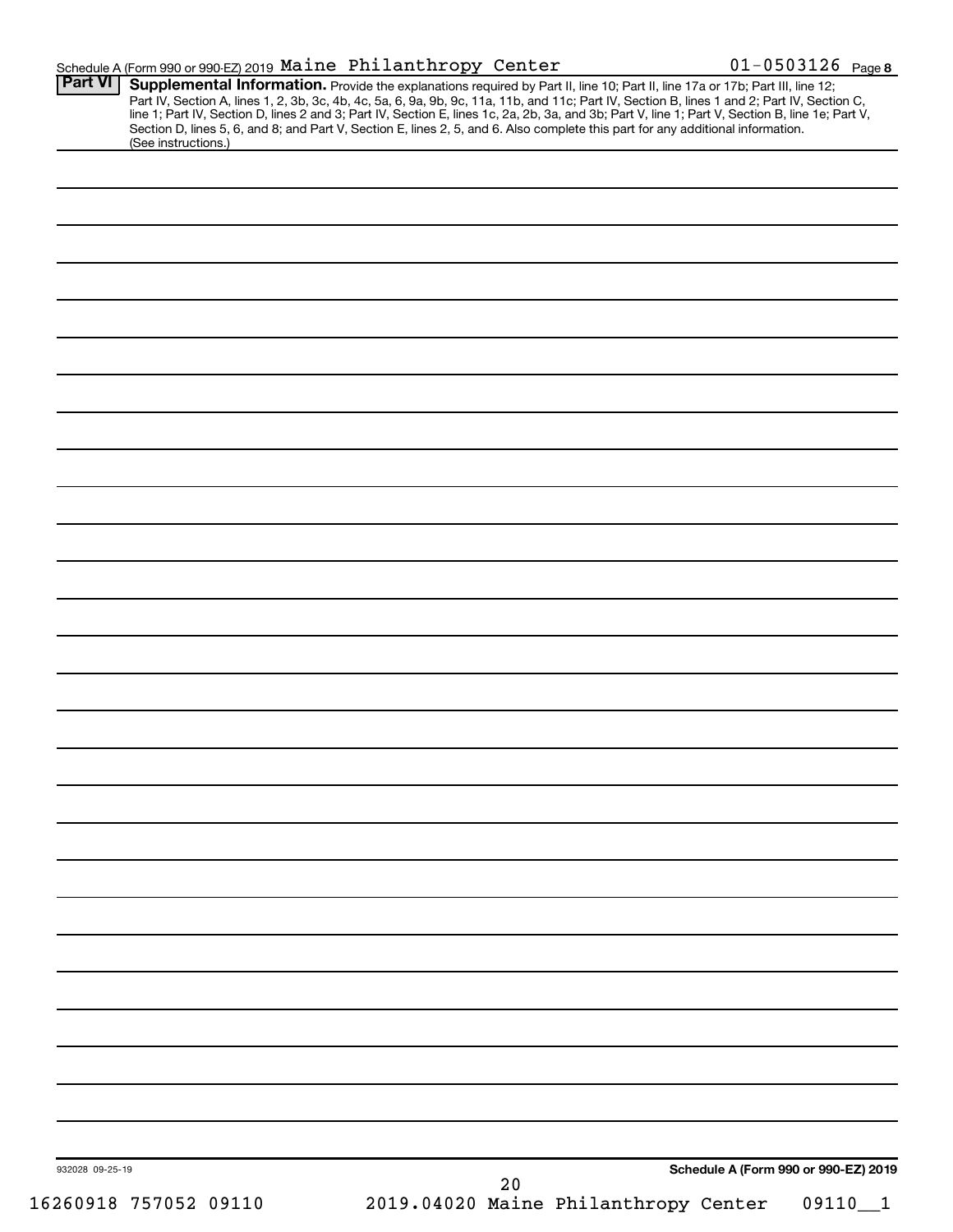Schedule A (Form 990 or 990-EZ) 2019 Maine Philanthropy Center 01-0503126 Page 8

**Part VI** **Supplemental Information.** Provide the explanations required by Part II, line 10; Part II, line 17a or 17b; Part III, line 12; Part IV, Section A, lines 1, 2, 3b, 3c, 4b, 4c, 5a, 6, 9a, 9b, 9c, 11a, 11b, and 11c; Part IV, Section B, lines 1 and 2; Part IV, Section C, line 1; Part IV, Section D, lines 2 and 3; Part IV, Section E, lines 1c, 2a, 2b, 3a, and 3b; Part V, line 1; Part V, Section B, line 1e; Part V, Section D, lines 5, 6, and 8; and Part V, Section E, lines 2, 5, and 6. Also complete this part for any additional information. (See instructions.)

932028 09-25-19

**Schedule A (Form 990 or 990-EZ) 2019**

16260918 757052 09110 2019.04020 Maine Philanthropy Center 09110__1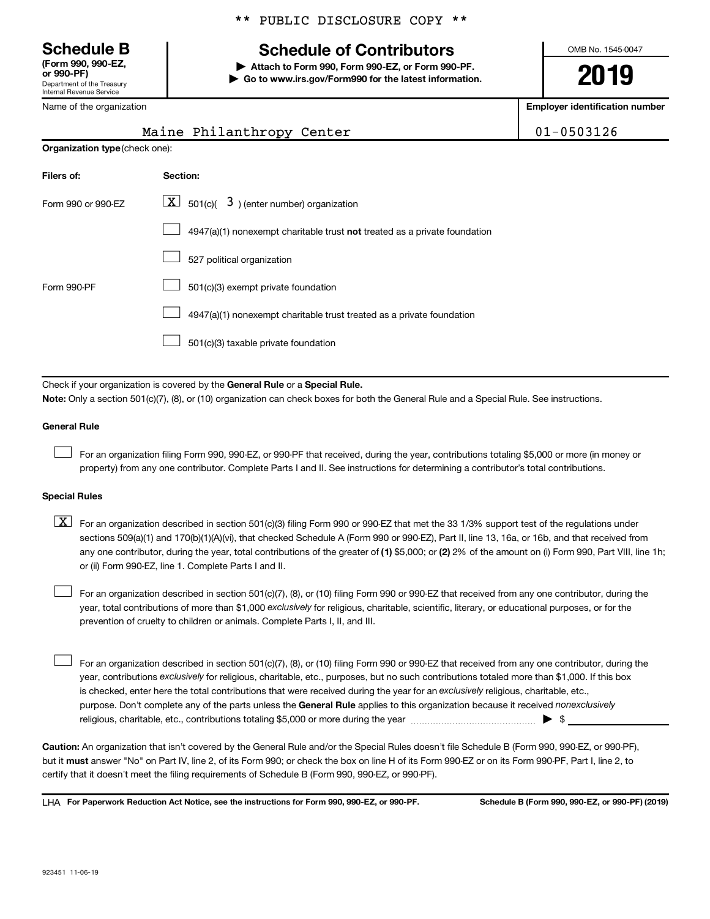** PUBLIC DISCLOSURE COPY **

**Schedule B**
**(Form 990, 990-EZ, or 990-PF)**
Department of the Treasury
Internal Revenue Service

# Schedule of Contributors

▶ **Attach to Form 990, Form 990-EZ, or Form 990-PF.**
▶ **Go to www.irs.gov/Form990 for the latest information.**

OMB No. 1545-0047

**2019**

| Name of the organization | Employer identification number |
|---|---|
| Maine Philanthropy Center | 01-0503126 |

**Organization type** (check one):

| Filers of: | Section: |
|---|---|
| Form 990 or 990-EZ | [X] 501(c)( 3 ) (enter number) organization |
| | [ ] 4947(a)(1) nonexempt charitable trust **not** treated as a private foundation |
| | [ ] 527 political organization |
| Form 990-PF | [ ] 501(c)(3) exempt private foundation |
| | [ ] 4947(a)(1) nonexempt charitable trust treated as a private foundation |
| | [ ] 501(c)(3) taxable private foundation |

Check if your organization is covered by the **General Rule** or a **Special Rule.**

**Note:** Only a section 501(c)(7), (8), or (10) organization can check boxes for both the General Rule and a Special Rule. See instructions.

**General Rule**

[ ] For an organization filing Form 990, 990-EZ, or 990-PF that received, during the year, contributions totaling $5,000 or more (in money or property) from any one contributor. Complete Parts I and II. See instructions for determining a contributor's total contributions.

**Special Rules**

[X] For an organization described in section 501(c)(3) filing Form 990 or 990-EZ that met the 33 1/3% support test of the regulations under sections 509(a)(1) and 170(b)(1)(A)(vi), that checked Schedule A (Form 990 or 990-EZ), Part II, line 13, 16a, or 16b, and that received from any one contributor, during the year, total contributions of the greater of **(1)** $5,000; or **(2)** 2% of the amount on (i) Form 990, Part VIII, line 1h; or (ii) Form 990-EZ, line 1. Complete Parts I and II.

[ ] For an organization described in section 501(c)(7), (8), or (10) filing Form 990 or 990-EZ that received from any one contributor, during the year, total contributions of more than $1,000 *exclusively* for religious, charitable, scientific, literary, or educational purposes, or for the prevention of cruelty to children or animals. Complete Parts I, II, and III.

[ ] For an organization described in section 501(c)(7), (8), or (10) filing Form 990 or 990-EZ that received from any one contributor, during the year, contributions *exclusively* for religious, charitable, etc., purposes, but no such contributions totaled more than $1,000. If this box is checked, enter here the total contributions that were received during the year for an *exclusively* religious, charitable, etc., purpose. Don't complete any of the parts unless the **General Rule** applies to this organization because it received *nonexclusively* religious, charitable, etc., contributions totaling $5,000 or more during the year ▶ $ ____________

**Caution:** An organization that isn't covered by the General Rule and/or the Special Rules doesn't file Schedule B (Form 990, 990-EZ, or 990-PF), but it **must** answer "No" on Part IV, line 2, of its Form 990; or check the box on line H of its Form 990-EZ or on its Form 990-PF, Part I, line 2, to certify that it doesn't meet the filing requirements of Schedule B (Form 990, 990-EZ, or 990-PF).

LHA **For Paperwork Reduction Act Notice, see the instructions for Form 990, 990-EZ, or 990-PF.** **Schedule B (Form 990, 990-EZ, or 990-PF) (2019)**

923451 11-06-19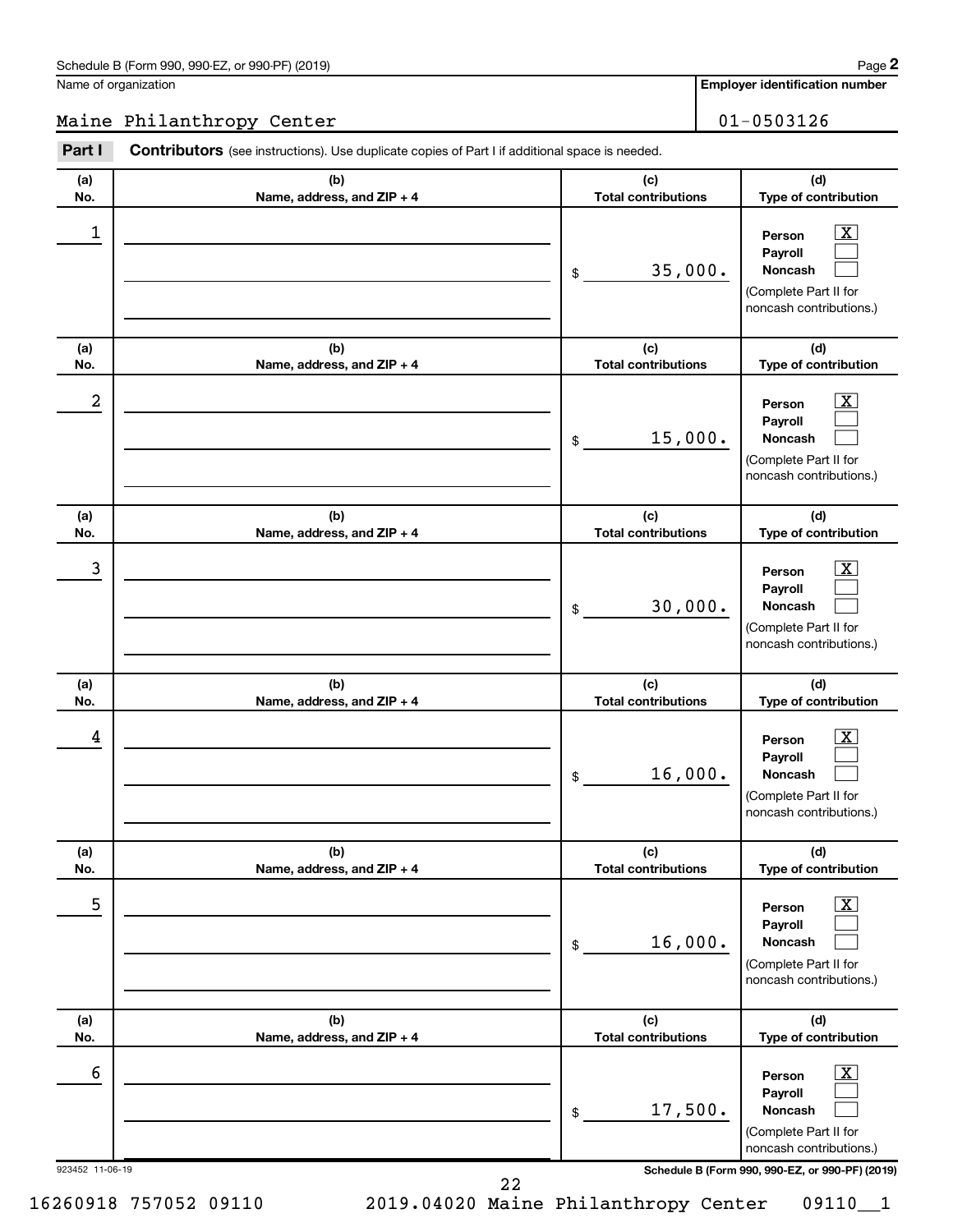Schedule B (Form 990, 990-EZ, or 990-PF) (2019)

Name of organization: Maine Philanthropy Center

Employer identification number: 01-0503126

**Part I** **Contributors** (see instructions). Use duplicate copies of Part I if additional space is needed.

| (a) No. | (b) Name, address, and ZIP + 4 | (c) Total contributions | (d) Type of contribution |
|---|---|---|---|
| 1 | | $ 35,000. | Person [X] Payroll [ ] Noncash [ ] (Complete Part II for noncash contributions.) |
| 2 | | $ 15,000. | Person [X] Payroll [ ] Noncash [ ] (Complete Part II for noncash contributions.) |
| 3 | | $ 30,000. | Person [X] Payroll [ ] Noncash [ ] (Complete Part II for noncash contributions.) |
| 4 | | $ 16,000. | Person [X] Payroll [ ] Noncash [ ] (Complete Part II for noncash contributions.) |
| 5 | | $ 16,000. | Person [X] Payroll [ ] Noncash [ ] (Complete Part II for noncash contributions.) |
| 6 | | $ 17,500. | Person [X] Payroll [ ] Noncash [ ] (Complete Part II for noncash contributions.) |

923452 11-06-19

16260918 757052 09110 2019.04020 Maine Philanthropy Center 09110__1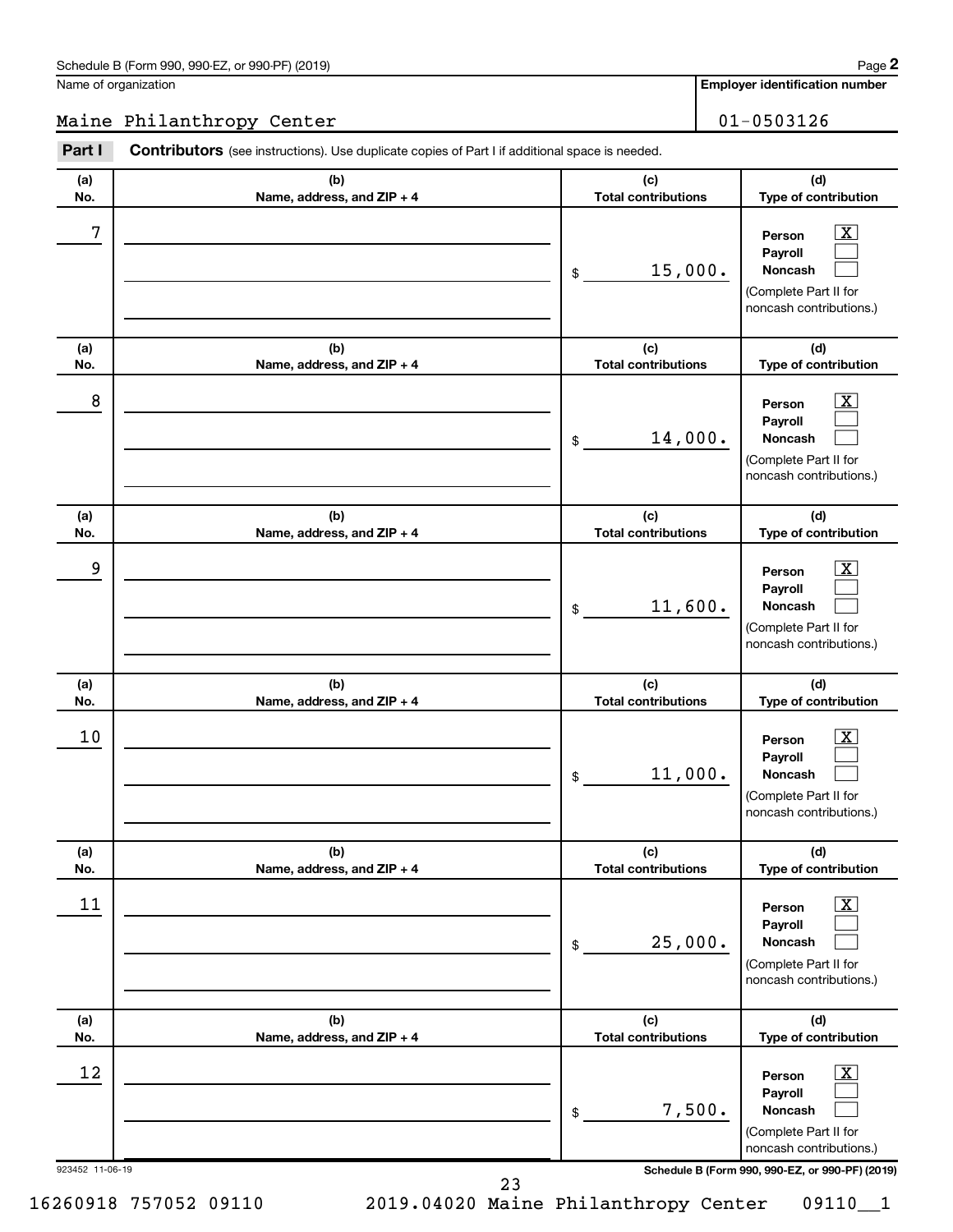Schedule B (Form 990, 990-EZ, or 990-PF) (2019)

Name of organization: Maine Philanthropy Center

Employer identification number: 01-0503126

## Part I Contributors (see instructions). Use duplicate copies of Part I if additional space is needed.

| (a) No. | (b) Name, address, and ZIP + 4 | (c) Total contributions | (d) Type of contribution |
|---|---|---|---|
| 7 | | $ 15,000. | Person [X] Payroll [ ] Noncash [ ] (Complete Part II for noncash contributions.) |
| 8 | | $ 14,000. | Person [X] Payroll [ ] Noncash [ ] (Complete Part II for noncash contributions.) |
| 9 | | $ 11,600. | Person [X] Payroll [ ] Noncash [ ] (Complete Part II for noncash contributions.) |
| 10 | | $ 11,000. | Person [X] Payroll [ ] Noncash [ ] (Complete Part II for noncash contributions.) |
| 11 | | $ 25,000. | Person [X] Payroll [ ] Noncash [ ] (Complete Part II for noncash contributions.) |
| 12 | | $ 7,500. | Person [X] Payroll [ ] Noncash [ ] (Complete Part II for noncash contributions.) |

923452 11-06-19

Schedule B (Form 990, 990-EZ, or 990-PF) (2019)

16260918 757052 09110 2019.04020 Maine Philanthropy Center 09110__1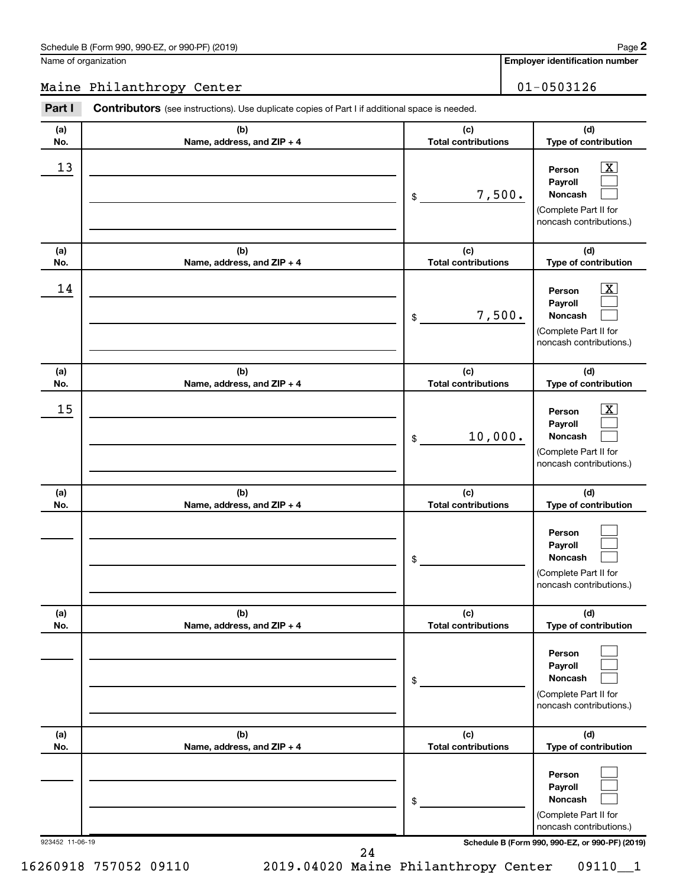Schedule B (Form 990, 990-EZ, or 990-PF) (2019)

Name of organization: Maine Philanthropy Center

Employer identification number: 01-0503126

**Part I** **Contributors** (see instructions). Use duplicate copies of Part I if additional space is needed.

| (a) No. | (b) Name, address, and ZIP + 4 | (c) Total contributions | (d) Type of contribution |
|---|---|---|---|
| 13 | | $ 7,500. | Person [X] Payroll [ ] Noncash [ ] (Complete Part II for noncash contributions.) |
| 14 | | $ 7,500. | Person [X] Payroll [ ] Noncash [ ] (Complete Part II for noncash contributions.) |
| 15 | | $ 10,000. | Person [X] Payroll [ ] Noncash [ ] (Complete Part II for noncash contributions.) |
| | | $ | Person [ ] Payroll [ ] Noncash [ ] (Complete Part II for noncash contributions.) |
| | | $ | Person [ ] Payroll [ ] Noncash [ ] (Complete Part II for noncash contributions.) |
| | | $ | Person [ ] Payroll [ ] Noncash [ ] (Complete Part II for noncash contributions.) |

923452 11-06-19

16260918 757052 09110 2019.04020 Maine Philanthropy Center 09110__1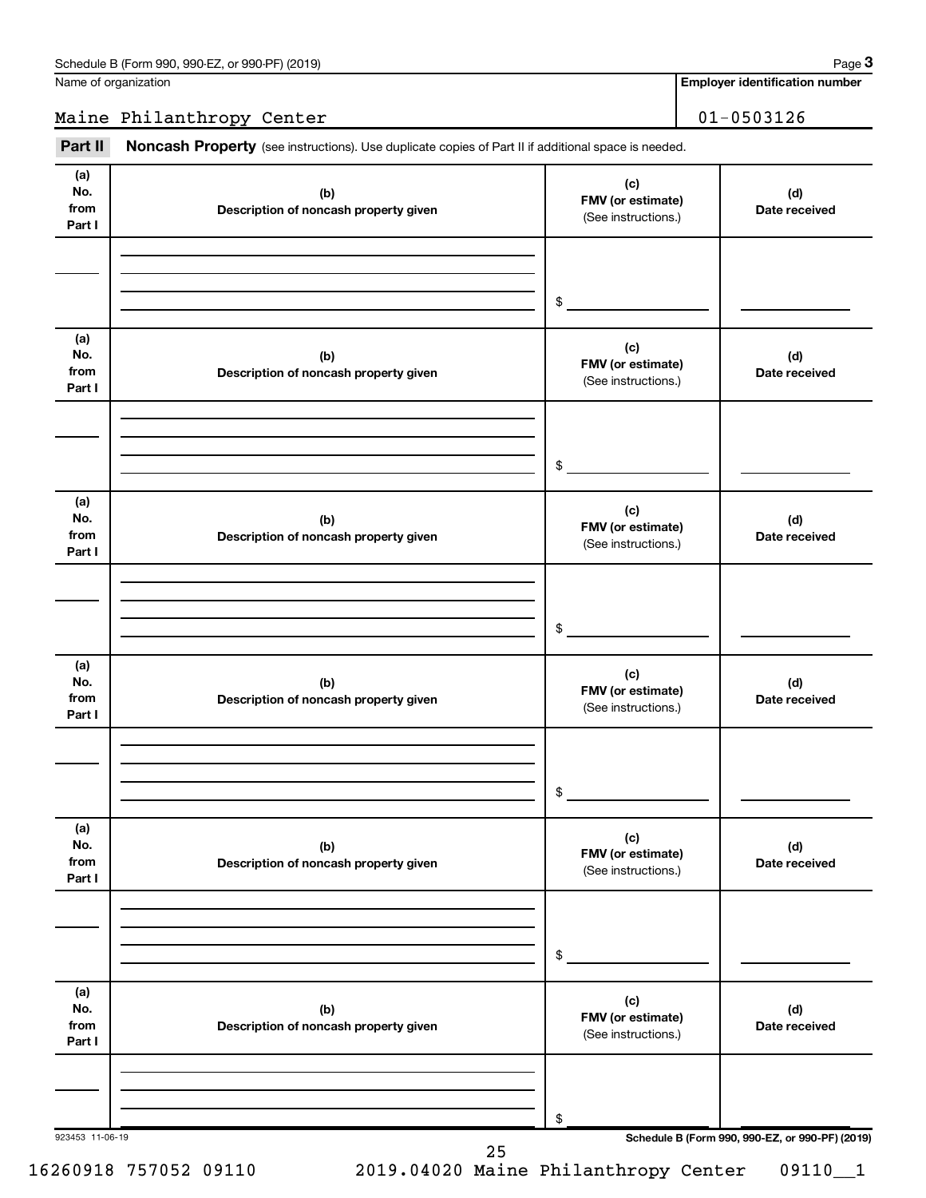Name of organization

Maine Philanthropy Center

**Employer identification number**

01-0503126

**Part II** **Noncash Property** (see instructions). Use duplicate copies of Part II if additional space is needed.

| (a) No. from Part I | (b) Description of noncash property given | (c) FMV (or estimate) (See instructions.) | (d) Date received |
|---|---|---|---|
| | | $ | |

| (a) No. from Part I | (b) Description of noncash property given | (c) FMV (or estimate) (See instructions.) | (d) Date received |
|---|---|---|---|
| | | $ | |

| (a) No. from Part I | (b) Description of noncash property given | (c) FMV (or estimate) (See instructions.) | (d) Date received |
|---|---|---|---|
| | | $ | |

| (a) No. from Part I | (b) Description of noncash property given | (c) FMV (or estimate) (See instructions.) | (d) Date received |
|---|---|---|---|
| | | $ | |

| (a) No. from Part I | (b) Description of noncash property given | (c) FMV (or estimate) (See instructions.) | (d) Date received |
|---|---|---|---|
| | | $ | |

| (a) No. from Part I | (b) Description of noncash property given | (c) FMV (or estimate) (See instructions.) | (d) Date received |
|---|---|---|---|
| | | $ | |

923453 11-06-19

16260918 757052 09110 2019.04020 Maine Philanthropy Center 09110__1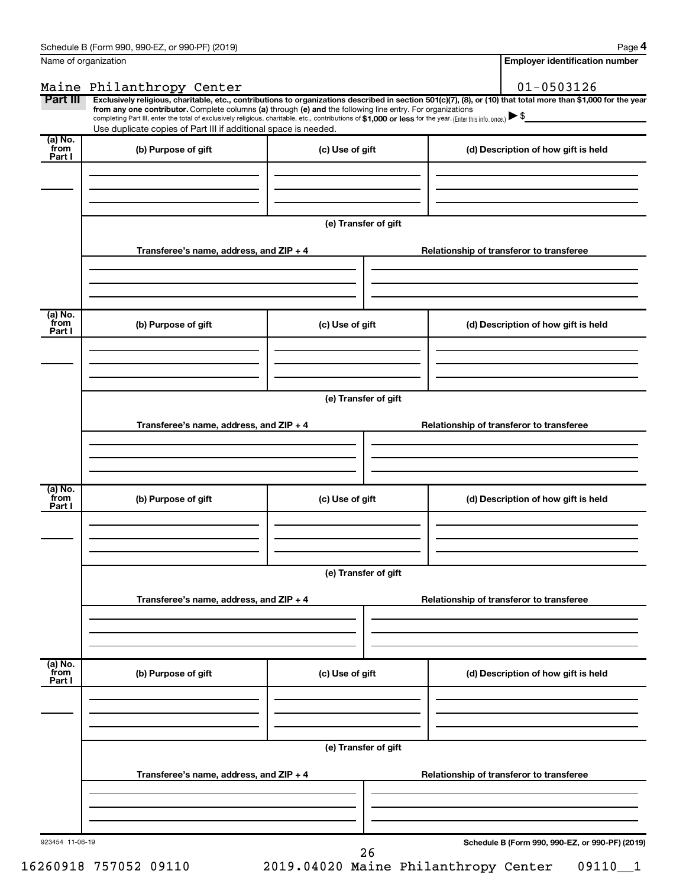Name of organization

Maine Philanthropy Center

**Employer identification number**

01-0503126

**Part III** **Exclusively religious, charitable, etc., contributions to organizations described in section 501(c)(7), (8), or (10) that total more than $1,000 for the year from any one contributor.** Complete columns **(a)** through **(e)** and the following line entry. For organizations completing Part III, enter the total of exclusively religious, charitable, etc., contributions of **$1,000 or less** for the year. (Enter this info. once.) ▶ $

Use duplicate copies of Part III if additional space is needed.

| (a) No. from Part I | (b) Purpose of gift | (c) Use of gift | (d) Description of how gift is held |
| --- | --- | --- | --- |
| | | | |

**(e) Transfer of gift**

| Transferee's name, address, and ZIP + 4 | Relationship of transferor to transferee |
| --- | --- |
| | |

| (a) No. from Part I | (b) Purpose of gift | (c) Use of gift | (d) Description of how gift is held |
| --- | --- | --- | --- |
| | | | |

**(e) Transfer of gift**

| Transferee's name, address, and ZIP + 4 | Relationship of transferor to transferee |
| --- | --- |
| | |

| (a) No. from Part I | (b) Purpose of gift | (c) Use of gift | (d) Description of how gift is held |
| --- | --- | --- | --- |
| | | | |

**(e) Transfer of gift**

| Transferee's name, address, and ZIP + 4 | Relationship of transferor to transferee |
| --- | --- |
| | |

| (a) No. from Part I | (b) Purpose of gift | (c) Use of gift | (d) Description of how gift is held |
| --- | --- | --- | --- |
| | | | |

**(e) Transfer of gift**

| Transferee's name, address, and ZIP + 4 | Relationship of transferor to transferee |
| --- | --- |
| | |

923454 11-06-19

**Schedule B (Form 990, 990-EZ, or 990-PF) (2019)**

16260918 757052 09110 2019.04020 Maine Philanthropy Center 09110__1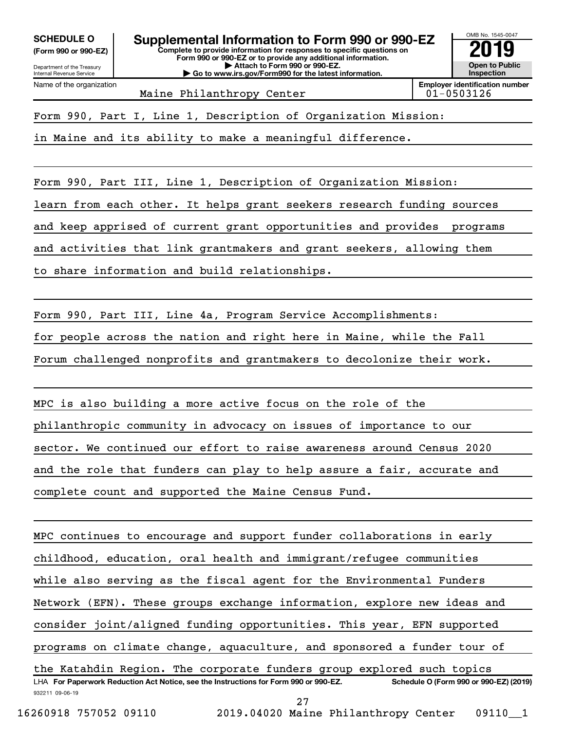**SCHEDULE O (Form 990 or 990-EZ)**

Department of the Treasury
Internal Revenue Service

# Supplemental Information to Form 990 or 990-EZ

**Complete to provide information for responses to specific questions on Form 990 or 990-EZ or to provide any additional information.**
**▶ Attach to Form 990 or 990-EZ.**
**▶ Go to www.irs.gov/Form990 for the latest information.**

OMB No. 1545-0047

**2019**

**Open to Public Inspection**

Name of the organization: Maine Philanthropy Center

**Employer identification number:** 01-0503126

Form 990, Part I, Line 1, Description of Organization Mission:

in Maine and its ability to make a meaningful difference.

Form 990, Part III, Line 1, Description of Organization Mission:

learn from each other. It helps grant seekers research funding sources and keep apprised of current grant opportunities and provides programs and activities that link grantmakers and grant seekers, allowing them to share information and build relationships.

Form 990, Part III, Line 4a, Program Service Accomplishments:

for people across the nation and right here in Maine, while the Fall Forum challenged nonprofits and grantmakers to decolonize their work.

MPC is also building a more active focus on the role of the philanthropic community in advocacy on issues of importance to our sector. We continued our effort to raise awareness around Census 2020 and the role that funders can play to help assure a fair, accurate and complete count and supported the Maine Census Fund.

MPC continues to encourage and support funder collaborations in early childhood, education, oral health and immigrant/refugee communities while also serving as the fiscal agent for the Environmental Funders Network (EFN). These groups exchange information, explore new ideas and consider joint/aligned funding opportunities. This year, EFN supported programs on climate change, aquaculture, and sponsored a funder tour of the Katahdin Region. The corporate funders group explored such topics

LHA **For Paperwork Reduction Act Notice, see the Instructions for Form 990 or 990-EZ.** **Schedule O (Form 990 or 990-EZ) (2019)**

932211 09-06-19

16260918 757052 09110 2019.04020 Maine Philanthropy Center 09110__1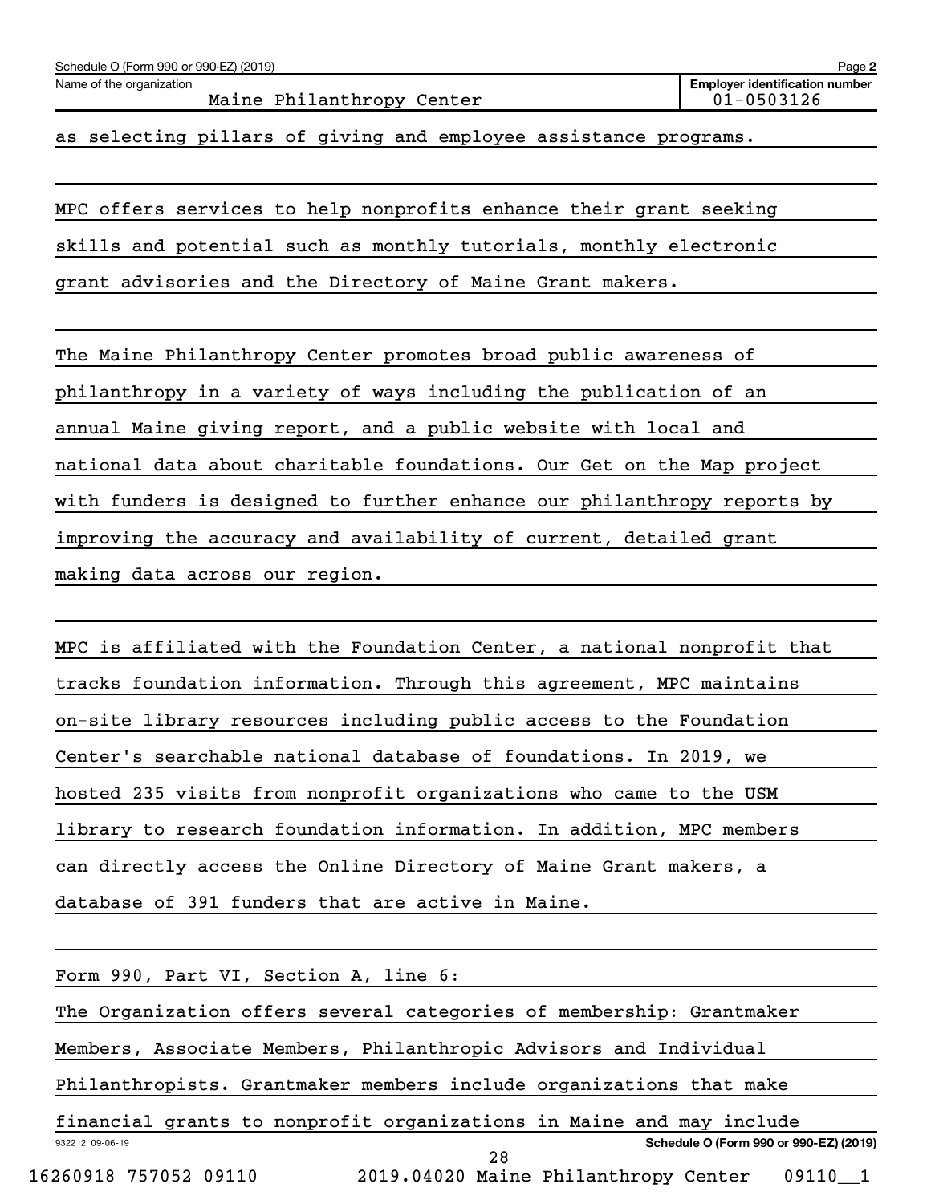as selecting pillars of giving and employee assistance programs.

MPC offers services to help nonprofits enhance their grant seeking skills and potential such as monthly tutorials, monthly electronic grant advisories and the Directory of Maine Grant makers.

The Maine Philanthropy Center promotes broad public awareness of philanthropy in a variety of ways including the publication of an annual Maine giving report, and a public website with local and national data about charitable foundations. Our Get on the Map project with funders is designed to further enhance our philanthropy reports by improving the accuracy and availability of current, detailed grant making data across our region.

MPC is affiliated with the Foundation Center, a national nonprofit that tracks foundation information. Through this agreement, MPC maintains on-site library resources including public access to the Foundation Center's searchable national database of foundations. In 2019, we hosted 235 visits from nonprofit organizations who came to the USM library to research foundation information. In addition, MPC members can directly access the Online Directory of Maine Grant makers, a database of 391 funders that are active in Maine.

Form 990, Part VI, Section A, line 6:

The Organization offers several categories of membership: Grantmaker Members, Associate Members, Philanthropic Advisors and Individual Philanthropists. Grantmaker members include organizations that make financial grants to nonprofit organizations in Maine and may include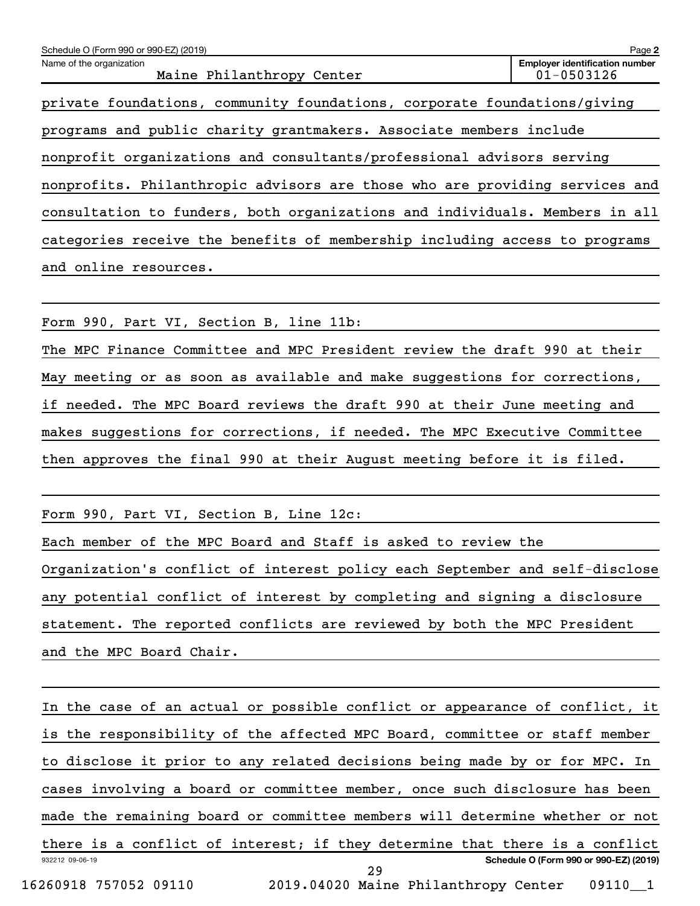Schedule O (Form 990 or 990-EZ) (2019)

Name of the organization: Maine Philanthropy Center

Employer identification number: 01-0503126

private foundations, community foundations, corporate foundations/giving programs and public charity grantmakers. Associate members include nonprofit organizations and consultants/professional advisors serving nonprofits. Philanthropic advisors are those who are providing services and consultation to funders, both organizations and individuals. Members in all categories receive the benefits of membership including access to programs and online resources.

Form 990, Part VI, Section B, line 11b:

The MPC Finance Committee and MPC President review the draft 990 at their May meeting or as soon as available and make suggestions for corrections, if needed. The MPC Board reviews the draft 990 at their June meeting and makes suggestions for corrections, if needed. The MPC Executive Committee then approves the final 990 at their August meeting before it is filed.

Form 990, Part VI, Section B, Line 12c:

Each member of the MPC Board and Staff is asked to review the Organization's conflict of interest policy each September and self-disclose any potential conflict of interest by completing and signing a disclosure statement. The reported conflicts are reviewed by both the MPC President and the MPC Board Chair.

In the case of an actual or possible conflict or appearance of conflict, it is the responsibility of the affected MPC Board, committee or staff member to disclose it prior to any related decisions being made by or for MPC. In cases involving a board or committee member, once such disclosure has been made the remaining board or committee members will determine whether or not there is a conflict of interest; if they determine that there is a conflict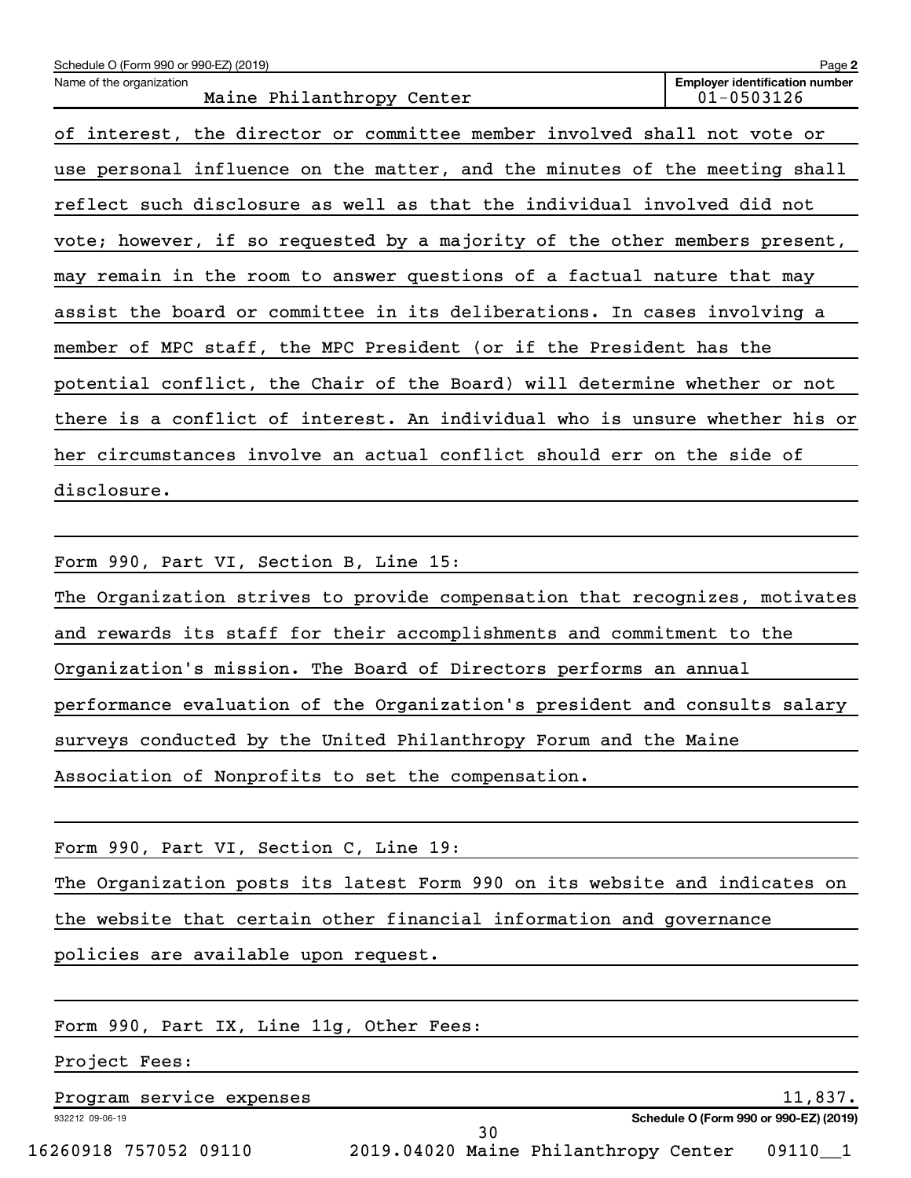of interest, the director or committee member involved shall not vote or use personal influence on the matter, and the minutes of the meeting shall reflect such disclosure as well as that the individual involved did not vote; however, if so requested by a majority of the other members present, may remain in the room to answer questions of a factual nature that may assist the board or committee in its deliberations. In cases involving a member of MPC staff, the MPC President (or if the President has the potential conflict, the Chair of the Board) will determine whether or not there is a conflict of interest. An individual who is unsure whether his or her circumstances involve an actual conflict should err on the side of disclosure.

Form 990, Part VI, Section B, Line 15:

The Organization strives to provide compensation that recognizes, motivates and rewards its staff for their accomplishments and commitment to the Organization's mission. The Board of Directors performs an annual performance evaluation of the Organization's president and consults salary surveys conducted by the United Philanthropy Forum and the Maine Association of Nonprofits to set the compensation.

Form 990, Part VI, Section C, Line 19:

The Organization posts its latest Form 990 on its website and indicates on the website that certain other financial information and governance policies are available upon request.

Form 990, Part IX, Line 11g, Other Fees:

Project Fees:

| | |
|---|---|
| Program service expenses | 11,837. |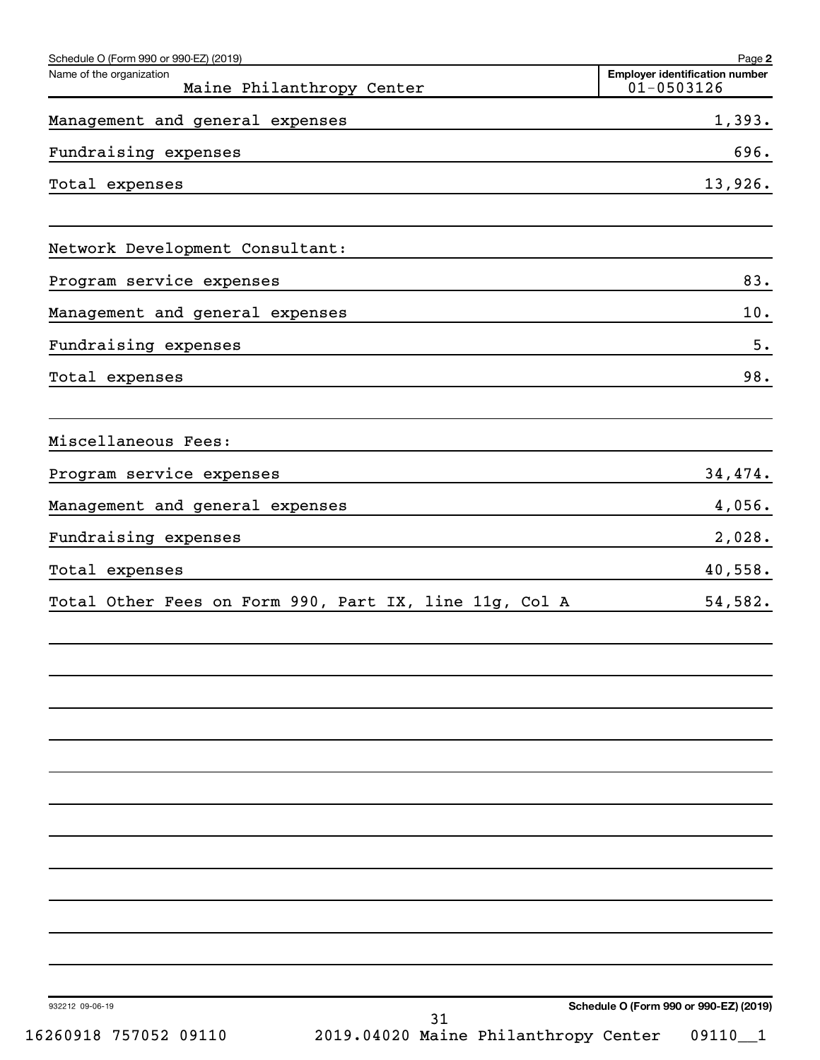Schedule O (Form 990 or 990-EZ) (2019) Page **2**

Name of the organization: Maine Philanthropy Center

**Employer identification number:** 01-0503126

| | |
|---|---|
| Management and general expenses | 1,393. |
| Fundraising expenses | 696. |
| Total expenses | 13,926. |
| | |
| Network Development Consultant: | |
| Program service expenses | 83. |
| Management and general expenses | 10. |
| Fundraising expenses | 5. |
| Total expenses | 98. |
| | |
| Miscellaneous Fees: | |
| Program service expenses | 34,474. |
| Management and general expenses | 4,056. |
| Fundraising expenses | 2,028. |
| Total expenses | 40,558. |
| Total Other Fees on Form 990, Part IX, line 11g, Col A | 54,582. |

932212 09-06-19

**Schedule O (Form 990 or 990-EZ) (2019)**

16260918 757052 09110 2019.04020 Maine Philanthropy Center 09110__1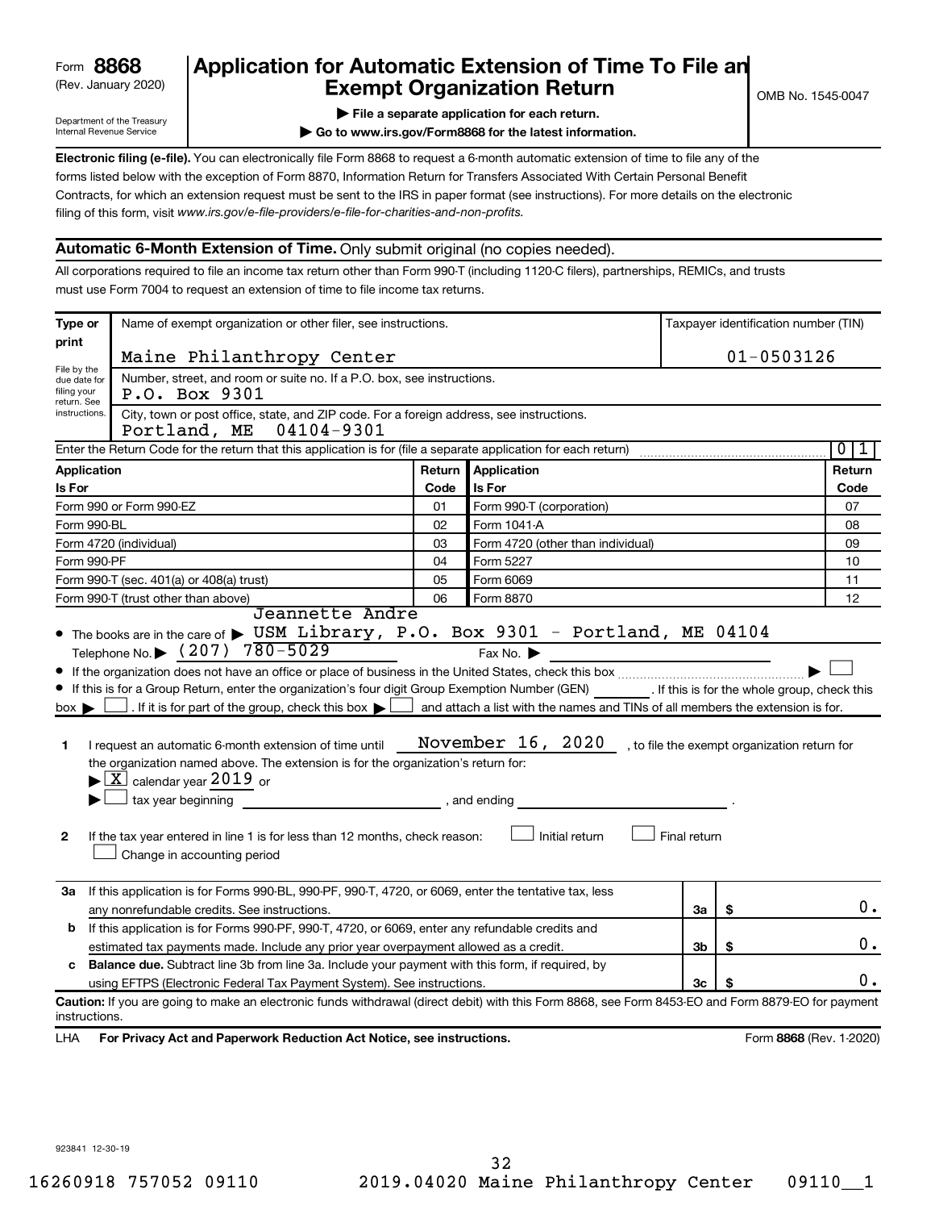Form **8868**
(Rev. January 2020)

Department of the Treasury
Internal Revenue Service

# Application for Automatic Extension of Time To File an Exempt Organization Return

OMB No. 1545-0047

▶ **File a separate application for each return.**

▶ **Go to www.irs.gov/Form8868 for the latest information.**

**Electronic filing (e-file).** You can electronically file Form 8868 to request a 6-month automatic extension of time to file any of the forms listed below with the exception of Form 8870, Information Return for Transfers Associated With Certain Personal Benefit Contracts, for which an extension request must be sent to the IRS in paper format (see instructions). For more details on the electronic filing of this form, visit *www.irs.gov/e-file-providers/e-file-for-charities-and-non-profits.*

## Automatic 6-Month Extension of Time. Only submit original (no copies needed).

All corporations required to file an income tax return other than Form 990-T (including 1120-C filers), partnerships, REMICs, and trusts must use Form 7004 to request an extension of time to file income tax returns.

| | | |
|---|---|---|
| **Type or print** | Name of exempt organization or other filer, see instructions. Maine Philanthropy Center | Taxpayer identification number (TIN) 01-0503126 |
| File by the due date for filing your return. See instructions. | Number, street, and room or suite no. If a P.O. box, see instructions. P.O. Box 9301 | |
| | City, town or post office, state, and ZIP code. For a foreign address, see instructions. Portland, ME 04104-9301 | |

Enter the Return Code for the return that this application is for (file a separate application for each return) .......... 0 1

| **Application Is For** | **Return Code** | **Application Is For** | **Return Code** |
|---|---|---|---|
| Form 990 or Form 990-EZ | 01 | Form 990-T (corporation) | 07 |
| Form 990-BL | 02 | Form 1041-A | 08 |
| Form 4720 (individual) | 03 | Form 4720 (other than individual) | 09 |
| Form 990-PF | 04 | Form 5227 | 10 |
| Form 990-T (sec. 401(a) or 408(a) trust) | 05 | Form 6069 | 11 |
| Form 990-T (trust other than above) | 06 | Form 8870 | 12 |

- The books are in the care of ▶ Jeannette Andre USM Library, P.O. Box 9301 - Portland, ME 04104
  Telephone No. ▶ (207) 780-5029 Fax No. ▶
- If the organization does not have an office or place of business in the United States, check this box ..... ▶ ☐
- If this is for a Group Return, enter the organization's four digit Group Exemption Number (GEN) ______ . If this is for the whole group, check this box ▶ ☐ . If it is for part of the group, check this box ▶ ☐ and attach a list with the names and TINs of all members the extension is for.

**1** I request an automatic 6-month extension of time until November 16, 2020 , to file the exempt organization return for the organization named above. The extension is for the organization's return for:
▶ ☒ calendar year 2019 or
▶ ☐ tax year beginning ______________ , and ending ______________ .

**2** If the tax year entered in line 1 is for less than 12 months, check reason: ☐ Initial return ☐ Final return
☐ Change in accounting period

| | | | | |
|---|---|---|---|---|
| **3a** | If this application is for Forms 990-BL, 990-PF, 990-T, 4720, or 6069, enter the tentative tax, less any nonrefundable credits. See instructions. | 3a | $ | 0. |
| **b** | If this application is for Forms 990-PF, 990-T, 4720, or 6069, enter any refundable credits and estimated tax payments made. Include any prior year overpayment allowed as a credit. | 3b | $ | 0. |
| **c** | **Balance due.** Subtract line 3b from line 3a. Include your payment with this form, if required, by using EFTPS (Electronic Federal Tax Payment System). See instructions. | 3c | $ | 0. |

**Caution:** If you are going to make an electronic funds withdrawal (direct debit) with this Form 8868, see Form 8453-EO and Form 8879-EO for payment instructions.

LHA **For Privacy Act and Paperwork Reduction Act Notice, see instructions.** Form **8868** (Rev. 1-2020)

923841 12-30-19

16260918 757052 09110 2019.04020 Maine Philanthropy Center 09110__1